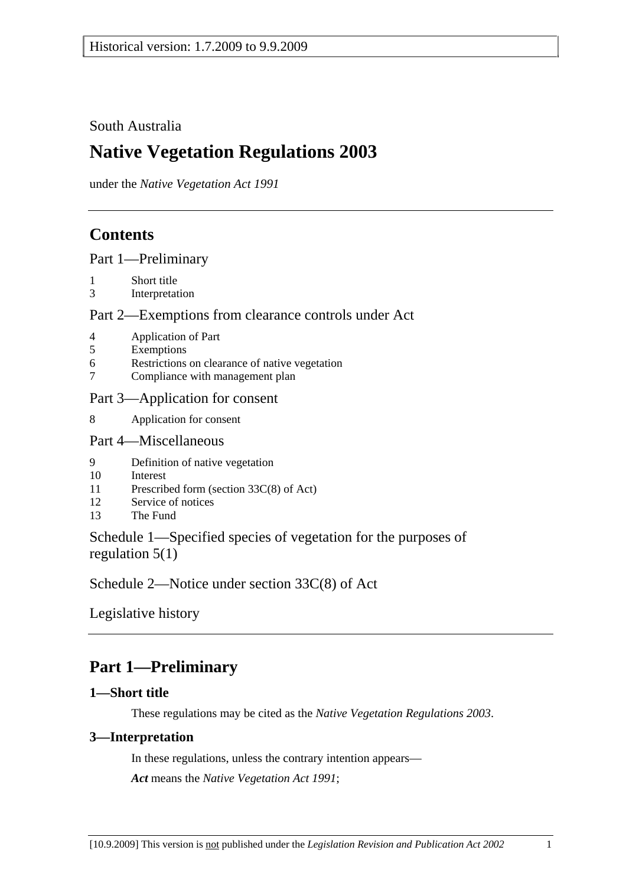Historical version: 1.7.2009 to 9.9.2009

South Australia

# Native Vegetation Regulations 2003

under the *Native Vegetation Act 1991*

## Contents

Part 1—Preliminary

1 Short title
3 Interpretation

Part 2—Exemptions from clearance controls under Act

4 Application of Part
5 Exemptions
6 Restrictions on clearance of native vegetation
7 Compliance with management plan

Part 3—Application for consent

8 Application for consent

Part 4—Miscellaneous

9 Definition of native vegetation
10 Interest
11 Prescribed form (section 33C(8) of Act)
12 Service of notices
13 The Fund

Schedule 1—Specified species of vegetation for the purposes of regulation 5(1)

Schedule 2—Notice under section 33C(8) of Act

Legislative history

## Part 1—Preliminary

### 1—Short title

These regulations may be cited as the *Native Vegetation Regulations 2003*.

### 3—Interpretation

In these regulations, unless the contrary intention appears—

***Act*** means the *Native Vegetation Act 1991*;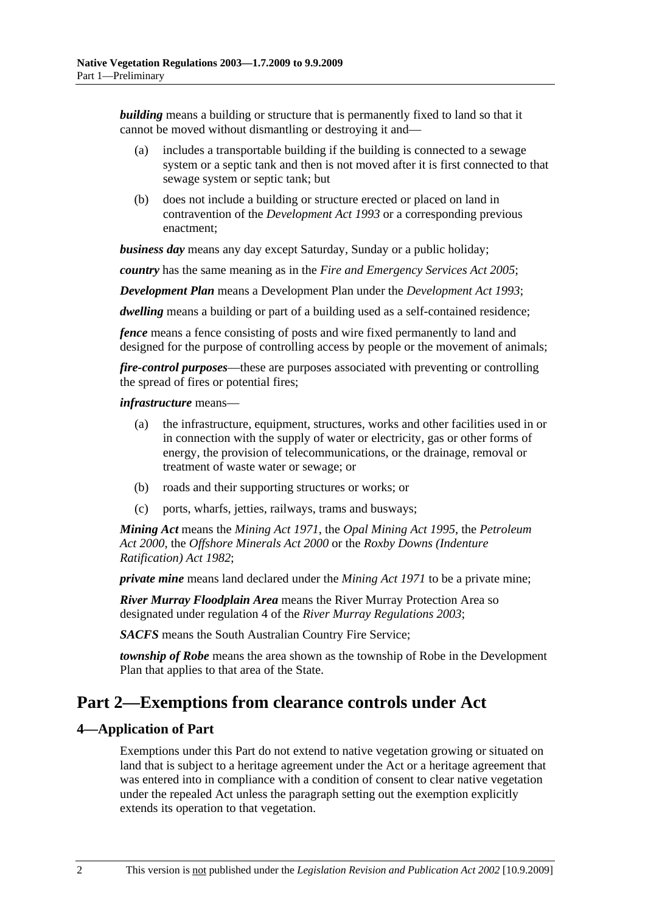***building*** means a building or structure that is permanently fixed to land so that it cannot be moved without dismantling or destroying it and—

(a) includes a transportable building if the building is connected to a sewage system or a septic tank and then is not moved after it is first connected to that sewage system or septic tank; but

(b) does not include a building or structure erected or placed on land in contravention of the *Development Act 1993* or a corresponding previous enactment;

***business day*** means any day except Saturday, Sunday or a public holiday;

***country*** has the same meaning as in the *Fire and Emergency Services Act 2005*;

***Development Plan*** means a Development Plan under the *Development Act 1993*;

***dwelling*** means a building or part of a building used as a self-contained residence;

***fence*** means a fence consisting of posts and wire fixed permanently to land and designed for the purpose of controlling access by people or the movement of animals;

***fire-control purposes***—these are purposes associated with preventing or controlling the spread of fires or potential fires;

***infrastructure*** means—

(a) the infrastructure, equipment, structures, works and other facilities used in or in connection with the supply of water or electricity, gas or other forms of energy, the provision of telecommunications, or the drainage, removal or treatment of waste water or sewage; or

(b) roads and their supporting structures or works; or

(c) ports, wharfs, jetties, railways, trams and busways;

***Mining Act*** means the *Mining Act 1971*, the *Opal Mining Act 1995*, the *Petroleum Act 2000*, the *Offshore Minerals Act 2000* or the *Roxby Downs (Indenture Ratification) Act 1982*;

***private mine*** means land declared under the *Mining Act 1971* to be a private mine;

***River Murray Floodplain Area*** means the River Murray Protection Area so designated under regulation 4 of the *River Murray Regulations 2003*;

***SACFS*** means the South Australian Country Fire Service;

***township of Robe*** means the area shown as the township of Robe in the Development Plan that applies to that area of the State.

# Part 2—Exemptions from clearance controls under Act

## 4—Application of Part

Exemptions under this Part do not extend to native vegetation growing or situated on land that is subject to a heritage agreement under the Act or a heritage agreement that was entered into in compliance with a condition of consent to clear native vegetation under the repealed Act unless the paragraph setting out the exemption explicitly extends its operation to that vegetation.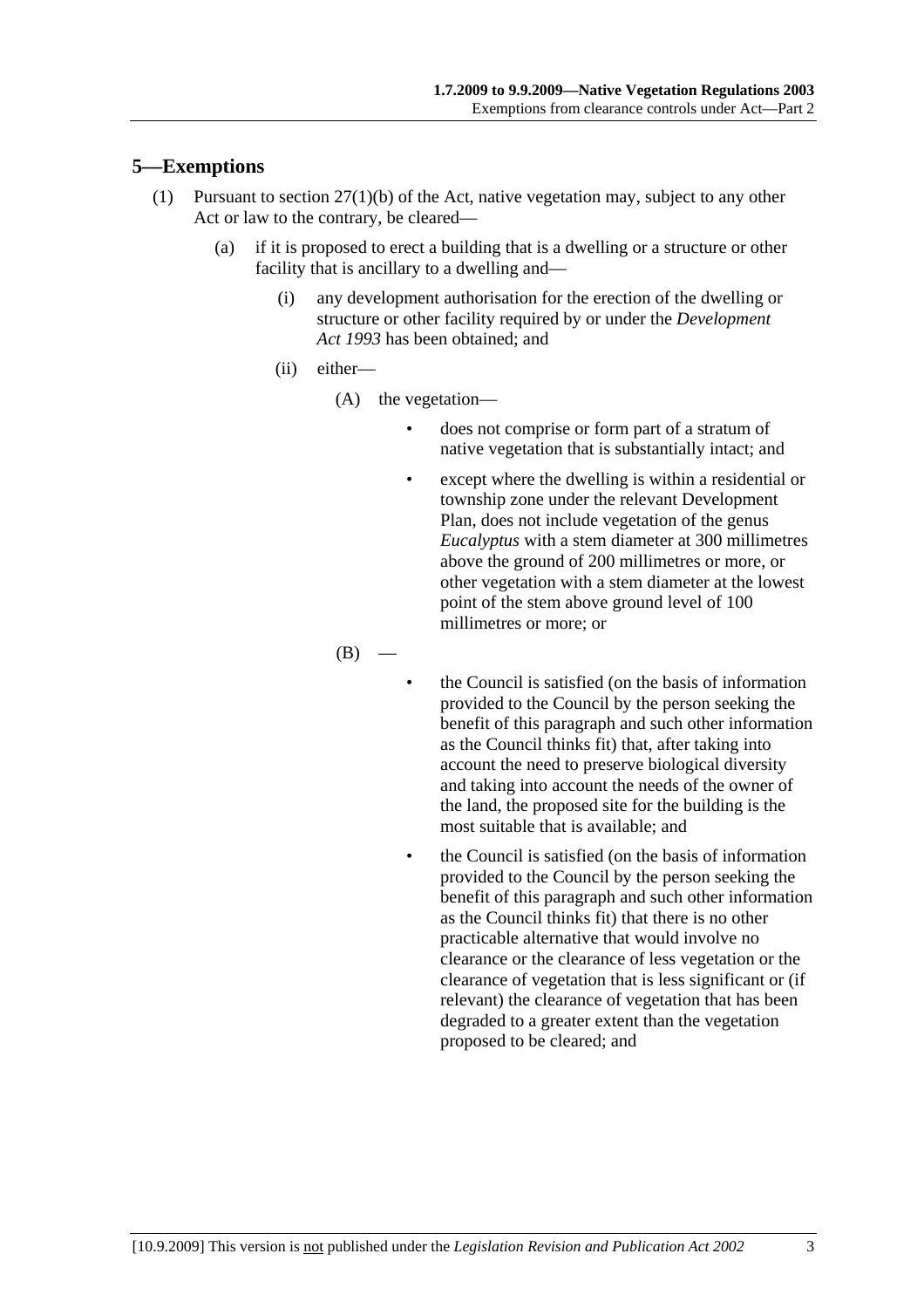## 5—Exemptions

(1) Pursuant to section 27(1)(b) of the Act, native vegetation may, subject to any other Act or law to the contrary, be cleared—

(a) if it is proposed to erect a building that is a dwelling or a structure or other facility that is ancillary to a dwelling and—

(i) any development authorisation for the erection of the dwelling or structure or other facility required by or under the *Development Act 1993* has been obtained; and

(ii) either—

(A) the vegetation—

- does not comprise or form part of a stratum of native vegetation that is substantially intact; and
- except where the dwelling is within a residential or township zone under the relevant Development Plan, does not include vegetation of the genus *Eucalyptus* with a stem diameter at 300 millimetres above the ground of 200 millimetres or more, or other vegetation with a stem diameter at the lowest point of the stem above ground level of 100 millimetres or more; or

(B) —

- the Council is satisfied (on the basis of information provided to the Council by the person seeking the benefit of this paragraph and such other information as the Council thinks fit) that, after taking into account the need to preserve biological diversity and taking into account the needs of the owner of the land, the proposed site for the building is the most suitable that is available; and
- the Council is satisfied (on the basis of information provided to the Council by the person seeking the benefit of this paragraph and such other information as the Council thinks fit) that there is no other practicable alternative that would involve no clearance or the clearance of less vegetation or the clearance of vegetation that is less significant or (if relevant) the clearance of vegetation that has been degraded to a greater extent than the vegetation proposed to be cleared; and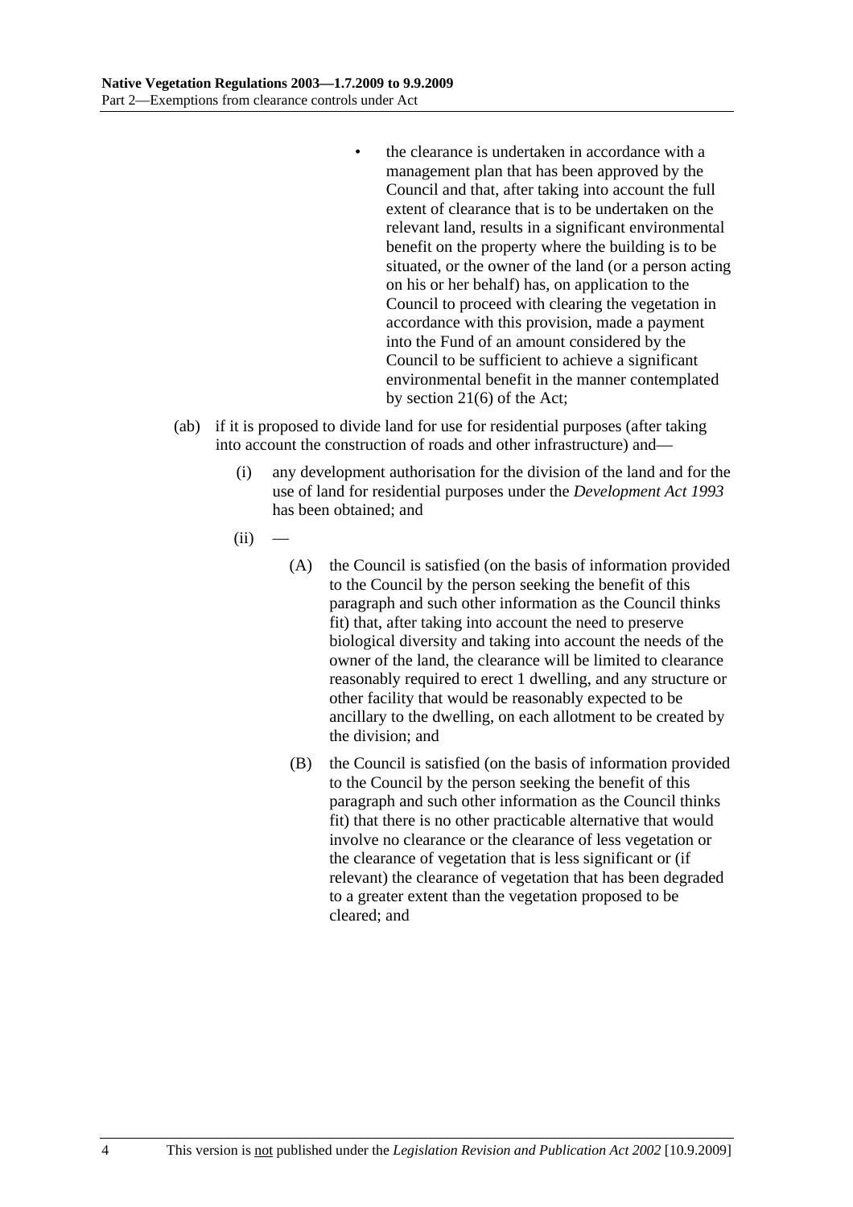- the clearance is undertaken in accordance with a management plan that has been approved by the Council and that, after taking into account the full extent of clearance that is to be undertaken on the relevant land, results in a significant environmental benefit on the property where the building is to be situated, or the owner of the land (or a person acting on his or her behalf) has, on application to the Council to proceed with clearing the vegetation in accordance with this provision, made a payment into the Fund of an amount considered by the Council to be sufficient to achieve a significant environmental benefit in the manner contemplated by section 21(6) of the Act;

(ab) if it is proposed to divide land for use for residential purposes (after taking into account the construction of roads and other infrastructure) and—

(i) any development authorisation for the division of the land and for the use of land for residential purposes under the *Development Act 1993* has been obtained; and

(ii) —

(A) the Council is satisfied (on the basis of information provided to the Council by the person seeking the benefit of this paragraph and such other information as the Council thinks fit) that, after taking into account the need to preserve biological diversity and taking into account the needs of the owner of the land, the clearance will be limited to clearance reasonably required to erect 1 dwelling, and any structure or other facility that would be reasonably expected to be ancillary to the dwelling, on each allotment to be created by the division; and

(B) the Council is satisfied (on the basis of information provided to the Council by the person seeking the benefit of this paragraph and such other information as the Council thinks fit) that there is no other practicable alternative that would involve no clearance or the clearance of less vegetation or the clearance of vegetation that is less significant or (if relevant) the clearance of vegetation that has been degraded to a greater extent than the vegetation proposed to be cleared; and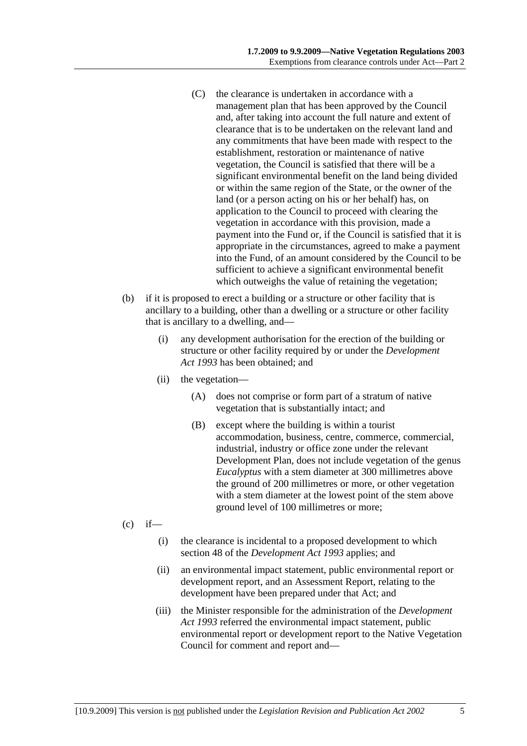(C) the clearance is undertaken in accordance with a management plan that has been approved by the Council and, after taking into account the full nature and extent of clearance that is to be undertaken on the relevant land and any commitments that have been made with respect to the establishment, restoration or maintenance of native vegetation, the Council is satisfied that there will be a significant environmental benefit on the land being divided or within the same region of the State, or the owner of the land (or a person acting on his or her behalf) has, on application to the Council to proceed with clearing the vegetation in accordance with this provision, made a payment into the Fund or, if the Council is satisfied that it is appropriate in the circumstances, agreed to make a payment into the Fund, of an amount considered by the Council to be sufficient to achieve a significant environmental benefit which outweighs the value of retaining the vegetation;

(b) if it is proposed to erect a building or a structure or other facility that is ancillary to a building, other than a dwelling or a structure or other facility that is ancillary to a dwelling, and—

(i) any development authorisation for the erection of the building or structure or other facility required by or under the *Development Act 1993* has been obtained; and

(ii) the vegetation—

(A) does not comprise or form part of a stratum of native vegetation that is substantially intact; and

(B) except where the building is within a tourist accommodation, business, centre, commerce, commercial, industrial, industry or office zone under the relevant Development Plan, does not include vegetation of the genus *Eucalyptus* with a stem diameter at 300 millimetres above the ground of 200 millimetres or more, or other vegetation with a stem diameter at the lowest point of the stem above ground level of 100 millimetres or more;

(c) if—

(i) the clearance is incidental to a proposed development to which section 48 of the *Development Act 1993* applies; and

(ii) an environmental impact statement, public environmental report or development report, and an Assessment Report, relating to the development have been prepared under that Act; and

(iii) the Minister responsible for the administration of the *Development Act 1993* referred the environmental impact statement, public environmental report or development report to the Native Vegetation Council for comment and report and—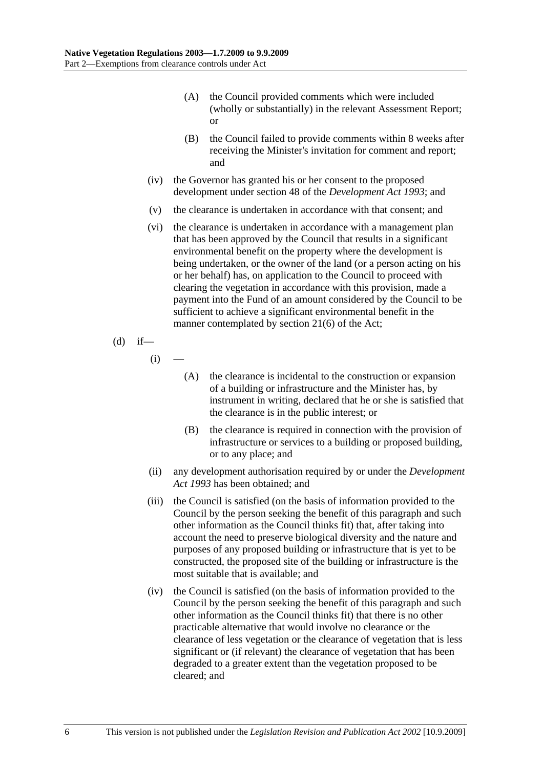(A) the Council provided comments which were included (wholly or substantially) in the relevant Assessment Report; or

(B) the Council failed to provide comments within 8 weeks after receiving the Minister's invitation for comment and report; and

(iv) the Governor has granted his or her consent to the proposed development under section 48 of the *Development Act 1993*; and

(v) the clearance is undertaken in accordance with that consent; and

(vi) the clearance is undertaken in accordance with a management plan that has been approved by the Council that results in a significant environmental benefit on the property where the development is being undertaken, or the owner of the land (or a person acting on his or her behalf) has, on application to the Council to proceed with clearing the vegetation in accordance with this provision, made a payment into the Fund of an amount considered by the Council to be sufficient to achieve a significant environmental benefit in the manner contemplated by section 21(6) of the Act;

(d) if—

(i) —

(A) the clearance is incidental to the construction or expansion of a building or infrastructure and the Minister has, by instrument in writing, declared that he or she is satisfied that the clearance is in the public interest; or

(B) the clearance is required in connection with the provision of infrastructure or services to a building or proposed building, or to any place; and

(ii) any development authorisation required by or under the *Development Act 1993* has been obtained; and

(iii) the Council is satisfied (on the basis of information provided to the Council by the person seeking the benefit of this paragraph and such other information as the Council thinks fit) that, after taking into account the need to preserve biological diversity and the nature and purposes of any proposed building or infrastructure that is yet to be constructed, the proposed site of the building or infrastructure is the most suitable that is available; and

(iv) the Council is satisfied (on the basis of information provided to the Council by the person seeking the benefit of this paragraph and such other information as the Council thinks fit) that there is no other practicable alternative that would involve no clearance or the clearance of less vegetation or the clearance of vegetation that is less significant or (if relevant) the clearance of vegetation that has been degraded to a greater extent than the vegetation proposed to be cleared; and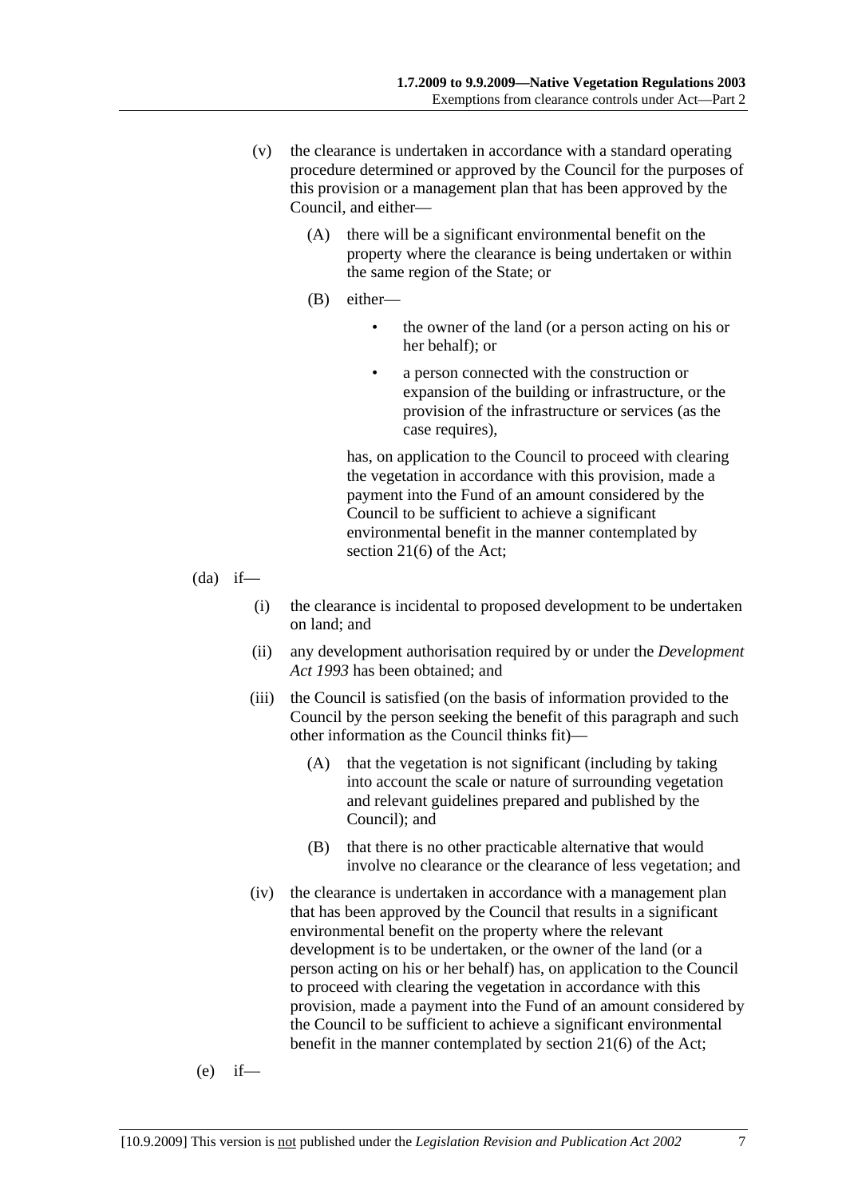(v) the clearance is undertaken in accordance with a standard operating procedure determined or approved by the Council for the purposes of this provision or a management plan that has been approved by the Council, and either—

(A) there will be a significant environmental benefit on the property where the clearance is being undertaken or within the same region of the State; or

(B) either—

- the owner of the land (or a person acting on his or her behalf); or
- a person connected with the construction or expansion of the building or infrastructure, or the provision of the infrastructure or services (as the case requires),

has, on application to the Council to proceed with clearing the vegetation in accordance with this provision, made a payment into the Fund of an amount considered by the Council to be sufficient to achieve a significant environmental benefit in the manner contemplated by section 21(6) of the Act;

(da) if—

(i) the clearance is incidental to proposed development to be undertaken on land; and

(ii) any development authorisation required by or under the *Development Act 1993* has been obtained; and

(iii) the Council is satisfied (on the basis of information provided to the Council by the person seeking the benefit of this paragraph and such other information as the Council thinks fit)—

(A) that the vegetation is not significant (including by taking into account the scale or nature of surrounding vegetation and relevant guidelines prepared and published by the Council); and

(B) that there is no other practicable alternative that would involve no clearance or the clearance of less vegetation; and

(iv) the clearance is undertaken in accordance with a management plan that has been approved by the Council that results in a significant environmental benefit on the property where the relevant development is to be undertaken, or the owner of the land (or a person acting on his or her behalf) has, on application to the Council to proceed with clearing the vegetation in accordance with this provision, made a payment into the Fund of an amount considered by the Council to be sufficient to achieve a significant environmental benefit in the manner contemplated by section 21(6) of the Act;

(e) if—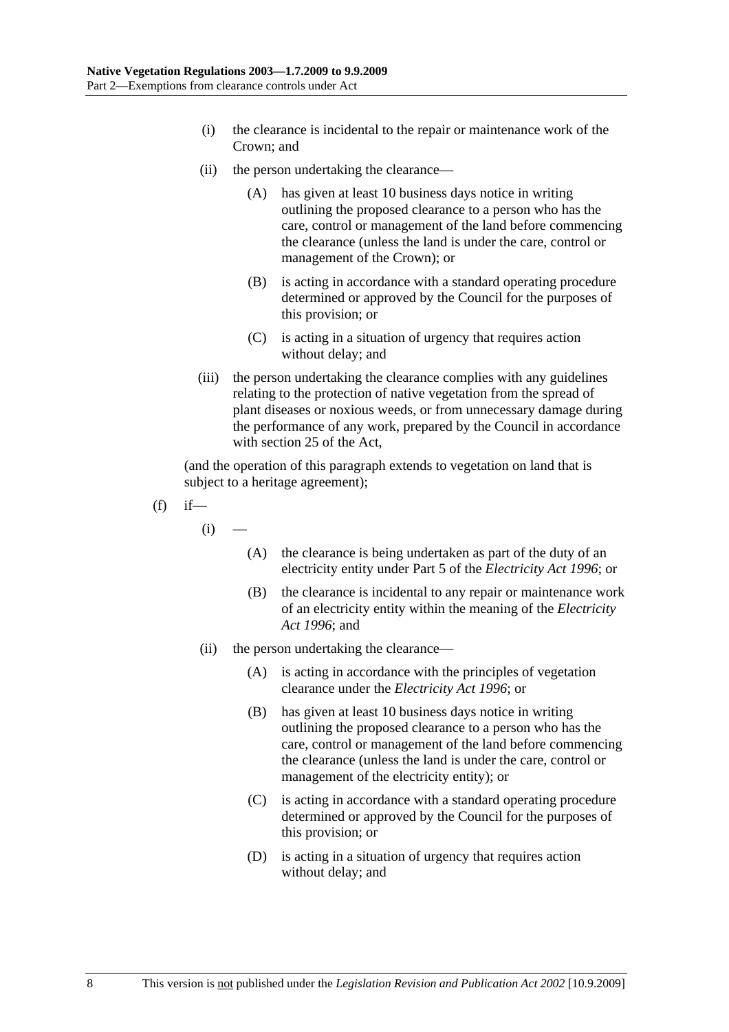(i) the clearance is incidental to the repair or maintenance work of the Crown; and

(ii) the person undertaking the clearance—

(A) has given at least 10 business days notice in writing outlining the proposed clearance to a person who has the care, control or management of the land before commencing the clearance (unless the land is under the care, control or management of the Crown); or

(B) is acting in accordance with a standard operating procedure determined or approved by the Council for the purposes of this provision; or

(C) is acting in a situation of urgency that requires action without delay; and

(iii) the person undertaking the clearance complies with any guidelines relating to the protection of native vegetation from the spread of plant diseases or noxious weeds, or from unnecessary damage during the performance of any work, prepared by the Council in accordance with section 25 of the Act,

(and the operation of this paragraph extends to vegetation on land that is subject to a heritage agreement);

(f) if—

(i) —

(A) the clearance is being undertaken as part of the duty of an electricity entity under Part 5 of the *Electricity Act 1996*; or

(B) the clearance is incidental to any repair or maintenance work of an electricity entity within the meaning of the *Electricity Act 1996*; and

(ii) the person undertaking the clearance—

(A) is acting in accordance with the principles of vegetation clearance under the *Electricity Act 1996*; or

(B) has given at least 10 business days notice in writing outlining the proposed clearance to a person who has the care, control or management of the land before commencing the clearance (unless the land is under the care, control or management of the electricity entity); or

(C) is acting in accordance with a standard operating procedure determined or approved by the Council for the purposes of this provision; or

(D) is acting in a situation of urgency that requires action without delay; and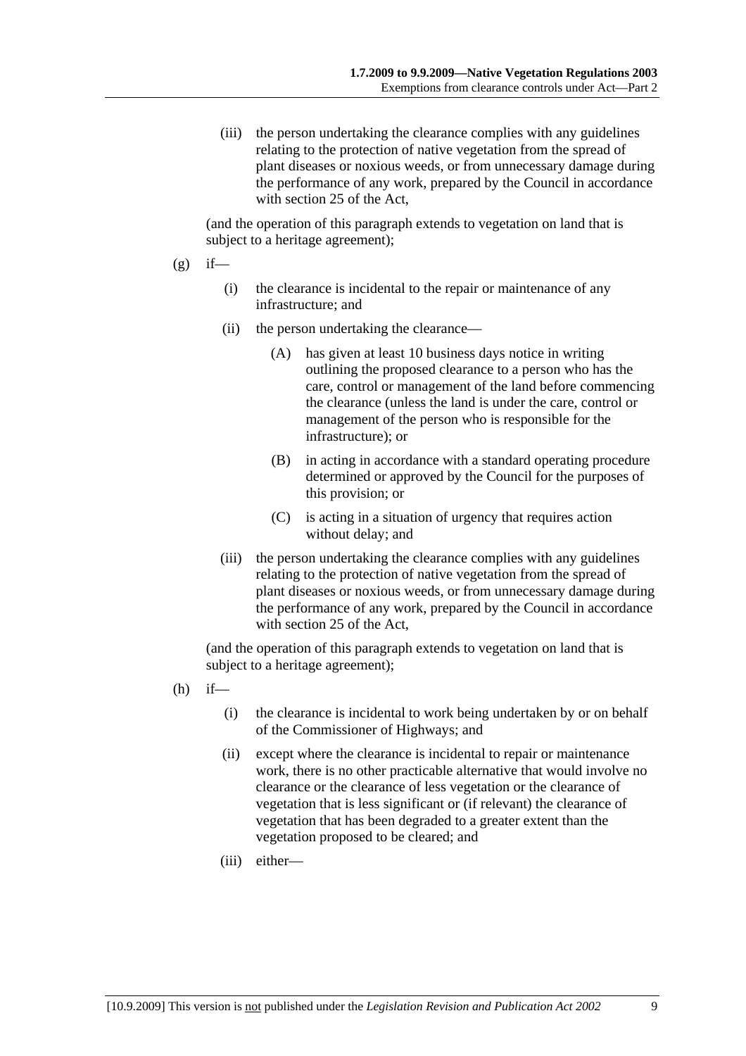(iii) the person undertaking the clearance complies with any guidelines relating to the protection of native vegetation from the spread of plant diseases or noxious weeds, or from unnecessary damage during the performance of any work, prepared by the Council in accordance with section 25 of the Act,

(and the operation of this paragraph extends to vegetation on land that is subject to a heritage agreement);

(g) if—

(i) the clearance is incidental to the repair or maintenance of any infrastructure; and

(ii) the person undertaking the clearance—

(A) has given at least 10 business days notice in writing outlining the proposed clearance to a person who has the care, control or management of the land before commencing the clearance (unless the land is under the care, control or management of the person who is responsible for the infrastructure); or

(B) in acting in accordance with a standard operating procedure determined or approved by the Council for the purposes of this provision; or

(C) is acting in a situation of urgency that requires action without delay; and

(iii) the person undertaking the clearance complies with any guidelines relating to the protection of native vegetation from the spread of plant diseases or noxious weeds, or from unnecessary damage during the performance of any work, prepared by the Council in accordance with section 25 of the Act,

(and the operation of this paragraph extends to vegetation on land that is subject to a heritage agreement);

(h) if—

(i) the clearance is incidental to work being undertaken by or on behalf of the Commissioner of Highways; and

(ii) except where the clearance is incidental to repair or maintenance work, there is no other practicable alternative that would involve no clearance or the clearance of less vegetation or the clearance of vegetation that is less significant or (if relevant) the clearance of vegetation that has been degraded to a greater extent than the vegetation proposed to be cleared; and

(iii) either—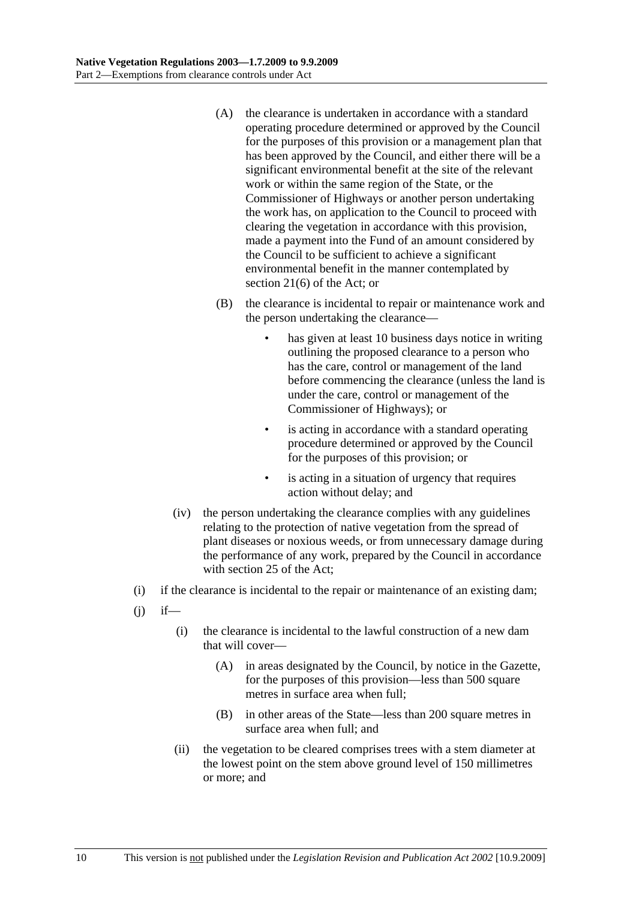(A) the clearance is undertaken in accordance with a standard operating procedure determined or approved by the Council for the purposes of this provision or a management plan that has been approved by the Council, and either there will be a significant environmental benefit at the site of the relevant work or within the same region of the State, or the Commissioner of Highways or another person undertaking the work has, on application to the Council to proceed with clearing the vegetation in accordance with this provision, made a payment into the Fund of an amount considered by the Council to be sufficient to achieve a significant environmental benefit in the manner contemplated by section 21(6) of the Act; or

(B) the clearance is incidental to repair or maintenance work and the person undertaking the clearance—

- has given at least 10 business days notice in writing outlining the proposed clearance to a person who has the care, control or management of the land before commencing the clearance (unless the land is under the care, control or management of the Commissioner of Highways); or
- is acting in accordance with a standard operating procedure determined or approved by the Council for the purposes of this provision; or
- is acting in a situation of urgency that requires action without delay; and

(iv) the person undertaking the clearance complies with any guidelines relating to the protection of native vegetation from the spread of plant diseases or noxious weeds, or from unnecessary damage during the performance of any work, prepared by the Council in accordance with section 25 of the Act;

(i) if the clearance is incidental to the repair or maintenance of an existing dam;

(j) if—

(i) the clearance is incidental to the lawful construction of a new dam that will cover—

(A) in areas designated by the Council, by notice in the Gazette, for the purposes of this provision—less than 500 square metres in surface area when full;

(B) in other areas of the State—less than 200 square metres in surface area when full; and

(ii) the vegetation to be cleared comprises trees with a stem diameter at the lowest point on the stem above ground level of 150 millimetres or more; and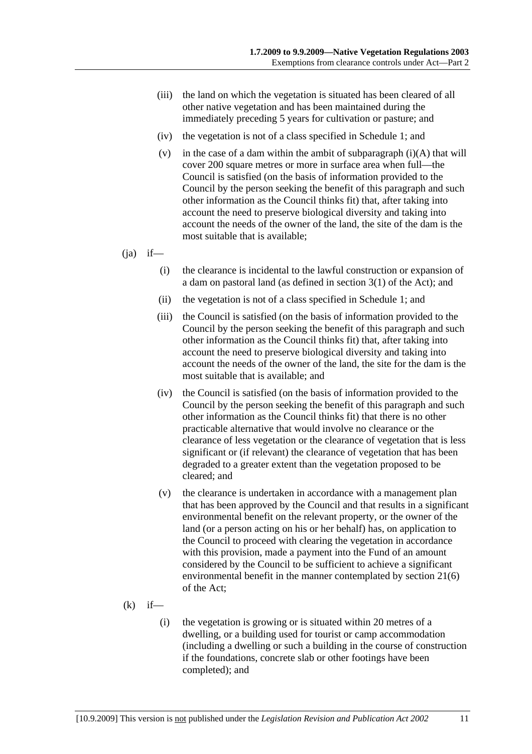(iii) the land on which the vegetation is situated has been cleared of all other native vegetation and has been maintained during the immediately preceding 5 years for cultivation or pasture; and

(iv) the vegetation is not of a class specified in Schedule 1; and

(v) in the case of a dam within the ambit of subparagraph (i)(A) that will cover 200 square metres or more in surface area when full—the Council is satisfied (on the basis of information provided to the Council by the person seeking the benefit of this paragraph and such other information as the Council thinks fit) that, after taking into account the need to preserve biological diversity and taking into account the needs of the owner of the land, the site of the dam is the most suitable that is available;

(ja) if—

(i) the clearance is incidental to the lawful construction or expansion of a dam on pastoral land (as defined in section 3(1) of the Act); and

(ii) the vegetation is not of a class specified in Schedule 1; and

(iii) the Council is satisfied (on the basis of information provided to the Council by the person seeking the benefit of this paragraph and such other information as the Council thinks fit) that, after taking into account the need to preserve biological diversity and taking into account the needs of the owner of the land, the site for the dam is the most suitable that is available; and

(iv) the Council is satisfied (on the basis of information provided to the Council by the person seeking the benefit of this paragraph and such other information as the Council thinks fit) that there is no other practicable alternative that would involve no clearance or the clearance of less vegetation or the clearance of vegetation that is less significant or (if relevant) the clearance of vegetation that has been degraded to a greater extent than the vegetation proposed to be cleared; and

(v) the clearance is undertaken in accordance with a management plan that has been approved by the Council and that results in a significant environmental benefit on the relevant property, or the owner of the land (or a person acting on his or her behalf) has, on application to the Council to proceed with clearing the vegetation in accordance with this provision, made a payment into the Fund of an amount considered by the Council to be sufficient to achieve a significant environmental benefit in the manner contemplated by section 21(6) of the Act;

(k) if—

(i) the vegetation is growing or is situated within 20 metres of a dwelling, or a building used for tourist or camp accommodation (including a dwelling or such a building in the course of construction if the foundations, concrete slab or other footings have been completed); and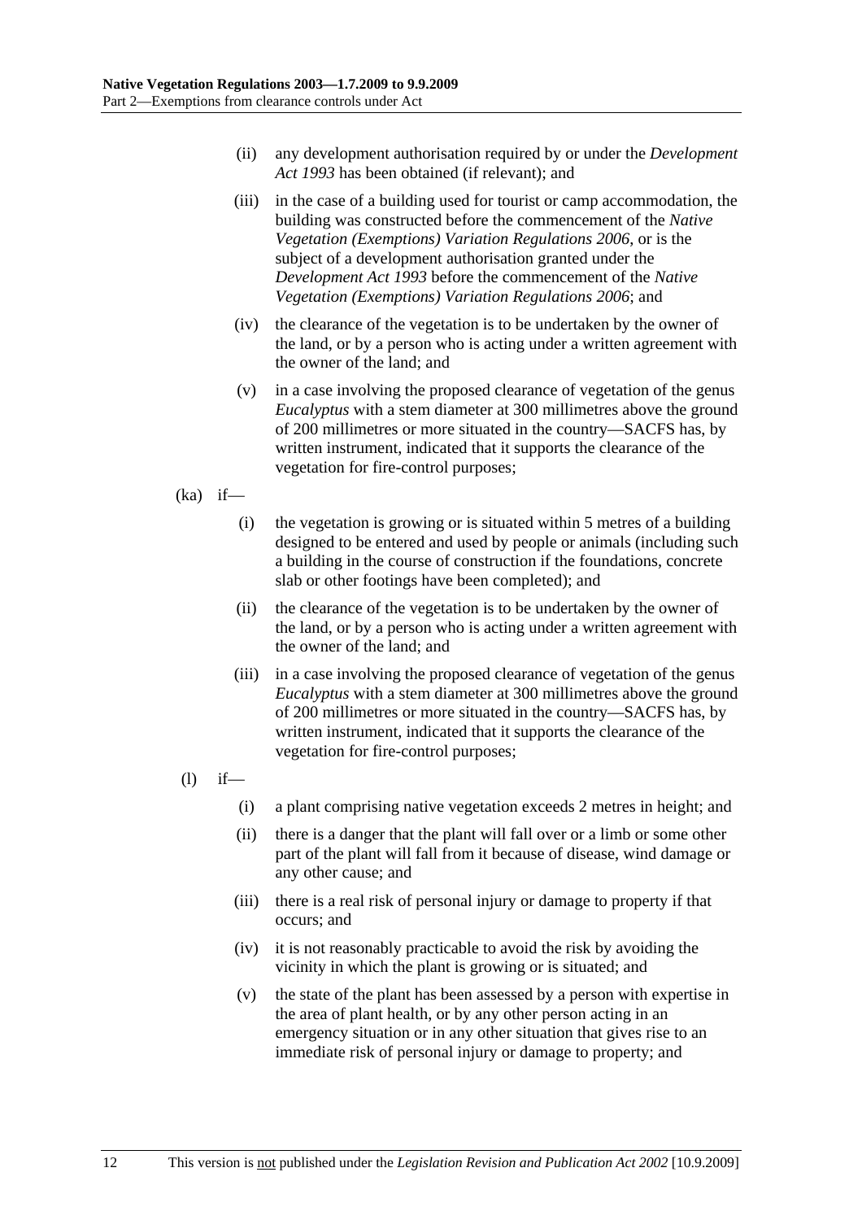(ii) any development authorisation required by or under the *Development Act 1993* has been obtained (if relevant); and

(iii) in the case of a building used for tourist or camp accommodation, the building was constructed before the commencement of the *Native Vegetation (Exemptions) Variation Regulations 2006*, or is the subject of a development authorisation granted under the *Development Act 1993* before the commencement of the *Native Vegetation (Exemptions) Variation Regulations 2006*; and

(iv) the clearance of the vegetation is to be undertaken by the owner of the land, or by a person who is acting under a written agreement with the owner of the land; and

(v) in a case involving the proposed clearance of vegetation of the genus *Eucalyptus* with a stem diameter at 300 millimetres above the ground of 200 millimetres or more situated in the country—SACFS has, by written instrument, indicated that it supports the clearance of the vegetation for fire-control purposes;

(ka) if—

(i) the vegetation is growing or is situated within 5 metres of a building designed to be entered and used by people or animals (including such a building in the course of construction if the foundations, concrete slab or other footings have been completed); and

(ii) the clearance of the vegetation is to be undertaken by the owner of the land, or by a person who is acting under a written agreement with the owner of the land; and

(iii) in a case involving the proposed clearance of vegetation of the genus *Eucalyptus* with a stem diameter at 300 millimetres above the ground of 200 millimetres or more situated in the country—SACFS has, by written instrument, indicated that it supports the clearance of the vegetation for fire-control purposes;

(l) if—

(i) a plant comprising native vegetation exceeds 2 metres in height; and

(ii) there is a danger that the plant will fall over or a limb or some other part of the plant will fall from it because of disease, wind damage or any other cause; and

(iii) there is a real risk of personal injury or damage to property if that occurs; and

(iv) it is not reasonably practicable to avoid the risk by avoiding the vicinity in which the plant is growing or is situated; and

(v) the state of the plant has been assessed by a person with expertise in the area of plant health, or by any other person acting in an emergency situation or in any other situation that gives rise to an immediate risk of personal injury or damage to property; and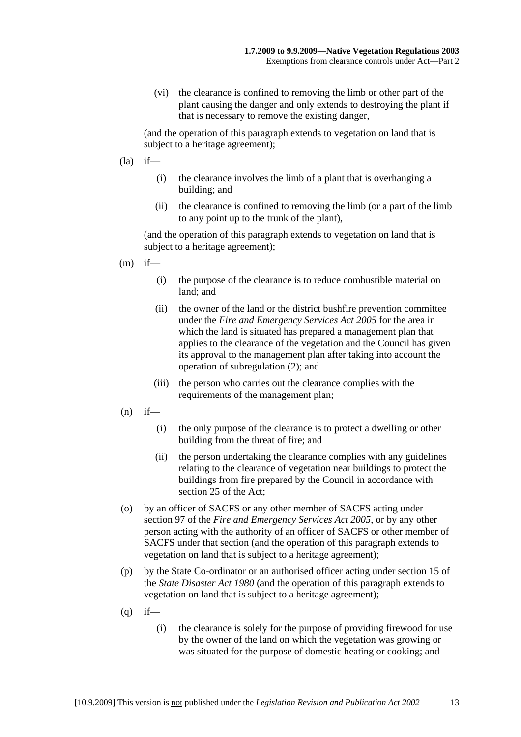(vi) the clearance is confined to removing the limb or other part of the plant causing the danger and only extends to destroying the plant if that is necessary to remove the existing danger,

(and the operation of this paragraph extends to vegetation on land that is subject to a heritage agreement);

(la) if—

(i) the clearance involves the limb of a plant that is overhanging a building; and

(ii) the clearance is confined to removing the limb (or a part of the limb to any point up to the trunk of the plant),

(and the operation of this paragraph extends to vegetation on land that is subject to a heritage agreement);

(m) if—

(i) the purpose of the clearance is to reduce combustible material on land; and

(ii) the owner of the land or the district bushfire prevention committee under the *Fire and Emergency Services Act 2005* for the area in which the land is situated has prepared a management plan that applies to the clearance of the vegetation and the Council has given its approval to the management plan after taking into account the operation of subregulation (2); and

(iii) the person who carries out the clearance complies with the requirements of the management plan;

(n) if—

(i) the only purpose of the clearance is to protect a dwelling or other building from the threat of fire; and

(ii) the person undertaking the clearance complies with any guidelines relating to the clearance of vegetation near buildings to protect the buildings from fire prepared by the Council in accordance with section 25 of the Act;

(o) by an officer of SACFS or any other member of SACFS acting under section 97 of the *Fire and Emergency Services Act 2005*, or by any other person acting with the authority of an officer of SACFS or other member of SACFS under that section (and the operation of this paragraph extends to vegetation on land that is subject to a heritage agreement);

(p) by the State Co-ordinator or an authorised officer acting under section 15 of the *State Disaster Act 1980* (and the operation of this paragraph extends to vegetation on land that is subject to a heritage agreement);

(q) if—

(i) the clearance is solely for the purpose of providing firewood for use by the owner of the land on which the vegetation was growing or was situated for the purpose of domestic heating or cooking; and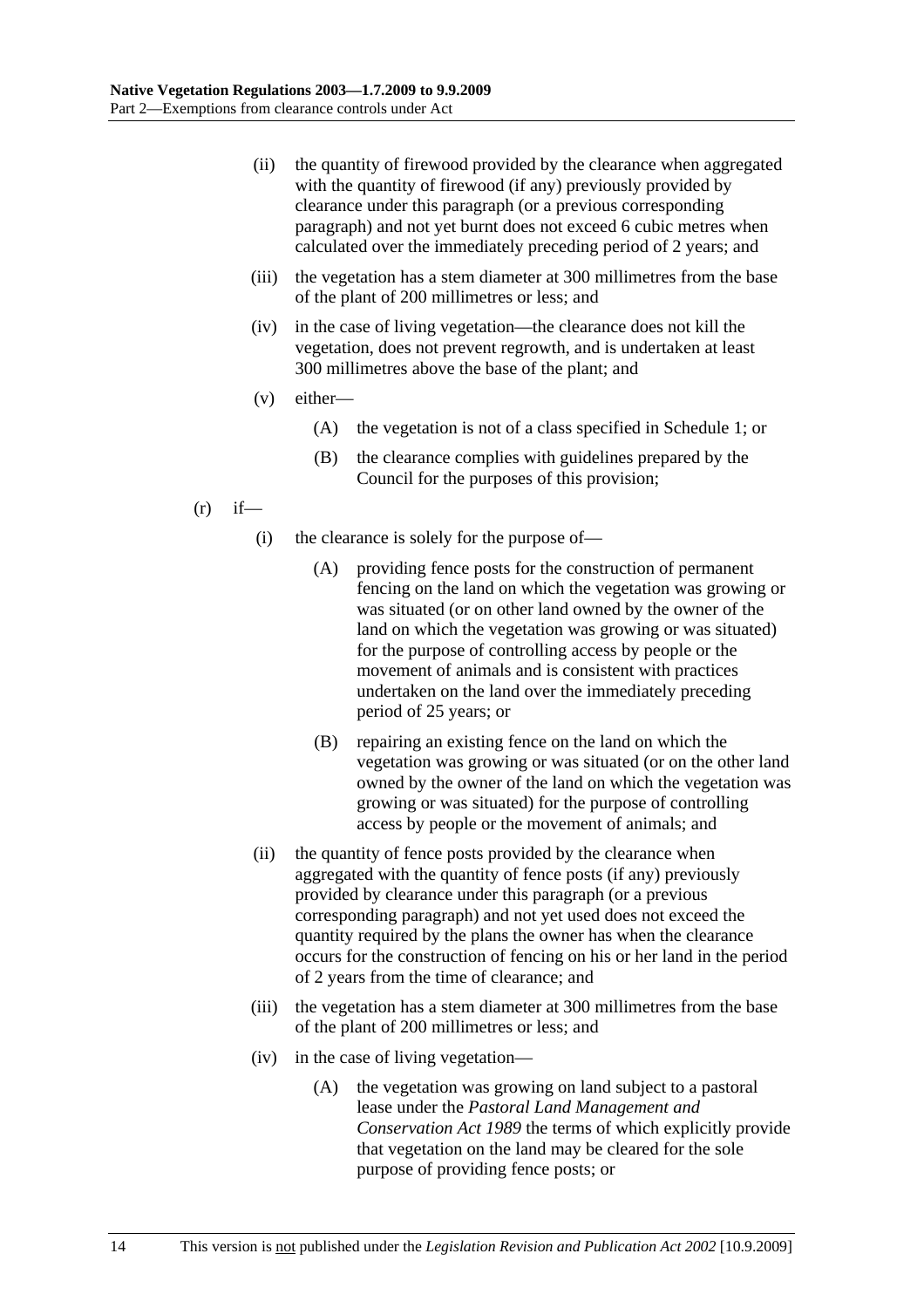- (ii) the quantity of firewood provided by the clearance when aggregated with the quantity of firewood (if any) previously provided by clearance under this paragraph (or a previous corresponding paragraph) and not yet burnt does not exceed 6 cubic metres when calculated over the immediately preceding period of 2 years; and
- (iii) the vegetation has a stem diameter at 300 millimetres from the base of the plant of 200 millimetres or less; and
- (iv) in the case of living vegetation—the clearance does not kill the vegetation, does not prevent regrowth, and is undertaken at least 300 millimetres above the base of the plant; and
- (v) either—
  - (A) the vegetation is not of a class specified in Schedule 1; or
  - (B) the clearance complies with guidelines prepared by the Council for the purposes of this provision;

(r) if—

- (i) the clearance is solely for the purpose of—
  - (A) providing fence posts for the construction of permanent fencing on the land on which the vegetation was growing or was situated (or on other land owned by the owner of the land on which the vegetation was growing or was situated) for the purpose of controlling access by people or the movement of animals and is consistent with practices undertaken on the land over the immediately preceding period of 25 years; or
  - (B) repairing an existing fence on the land on which the vegetation was growing or was situated (or on the other land owned by the owner of the land on which the vegetation was growing or was situated) for the purpose of controlling access by people or the movement of animals; and
- (ii) the quantity of fence posts provided by the clearance when aggregated with the quantity of fence posts (if any) previously provided by clearance under this paragraph (or a previous corresponding paragraph) and not yet used does not exceed the quantity required by the plans the owner has when the clearance occurs for the construction of fencing on his or her land in the period of 2 years from the time of clearance; and
- (iii) the vegetation has a stem diameter at 300 millimetres from the base of the plant of 200 millimetres or less; and
- (iv) in the case of living vegetation—
  - (A) the vegetation was growing on land subject to a pastoral lease under the *Pastoral Land Management and Conservation Act 1989* the terms of which explicitly provide that vegetation on the land may be cleared for the sole purpose of providing fence posts; or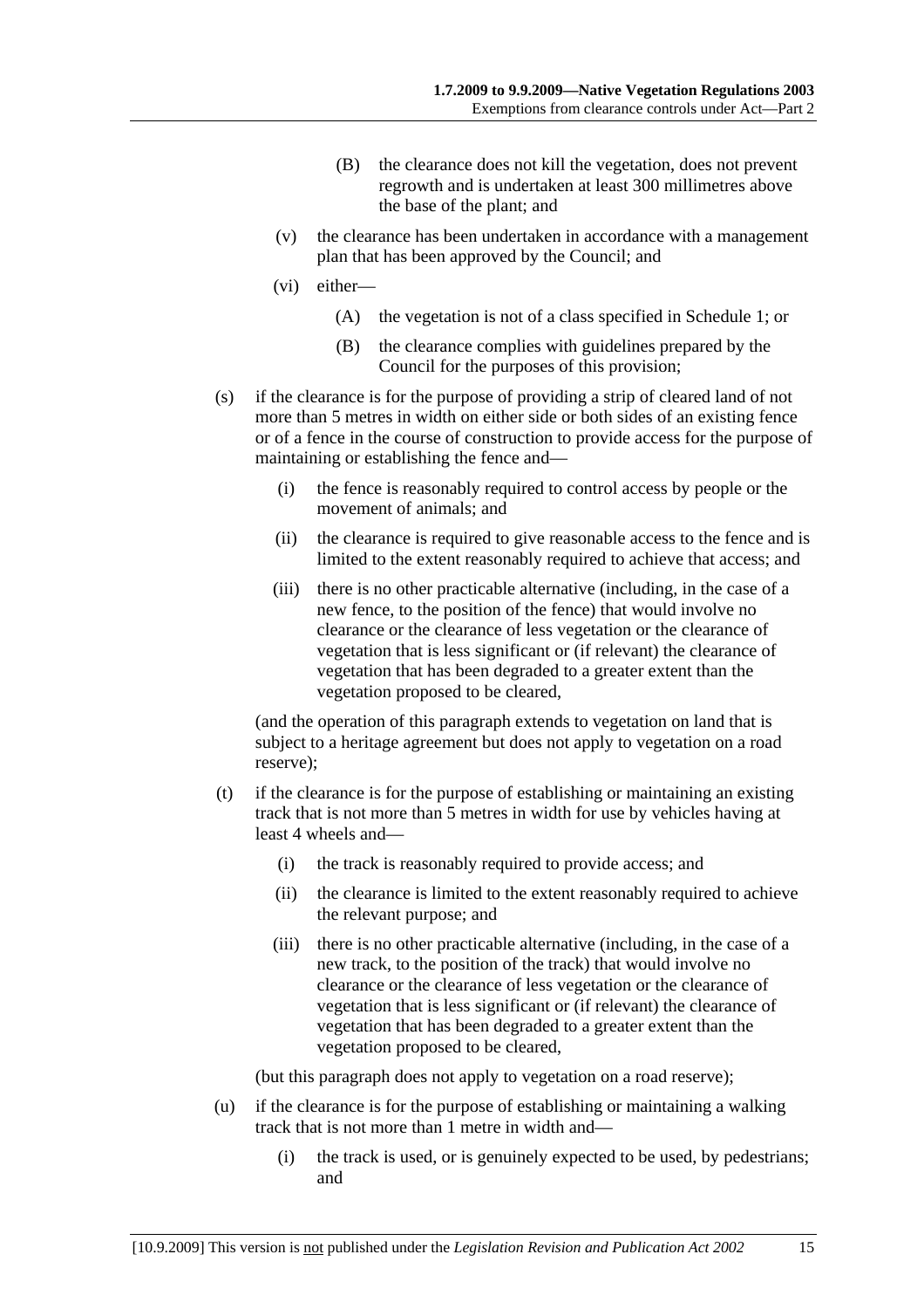(B) the clearance does not kill the vegetation, does not prevent regrowth and is undertaken at least 300 millimetres above the base of the plant; and

(v) the clearance has been undertaken in accordance with a management plan that has been approved by the Council; and

(vi) either—

(A) the vegetation is not of a class specified in Schedule 1; or

(B) the clearance complies with guidelines prepared by the Council for the purposes of this provision;

(s) if the clearance is for the purpose of providing a strip of cleared land of not more than 5 metres in width on either side or both sides of an existing fence or of a fence in the course of construction to provide access for the purpose of maintaining or establishing the fence and—

(i) the fence is reasonably required to control access by people or the movement of animals; and

(ii) the clearance is required to give reasonable access to the fence and is limited to the extent reasonably required to achieve that access; and

(iii) there is no other practicable alternative (including, in the case of a new fence, to the position of the fence) that would involve no clearance or the clearance of less vegetation or the clearance of vegetation that is less significant or (if relevant) the clearance of vegetation that has been degraded to a greater extent than the vegetation proposed to be cleared,

(and the operation of this paragraph extends to vegetation on land that is subject to a heritage agreement but does not apply to vegetation on a road reserve);

(t) if the clearance is for the purpose of establishing or maintaining an existing track that is not more than 5 metres in width for use by vehicles having at least 4 wheels and—

(i) the track is reasonably required to provide access; and

(ii) the clearance is limited to the extent reasonably required to achieve the relevant purpose; and

(iii) there is no other practicable alternative (including, in the case of a new track, to the position of the track) that would involve no clearance or the clearance of less vegetation or the clearance of vegetation that is less significant or (if relevant) the clearance of vegetation that has been degraded to a greater extent than the vegetation proposed to be cleared,

(but this paragraph does not apply to vegetation on a road reserve);

(u) if the clearance is for the purpose of establishing or maintaining a walking track that is not more than 1 metre in width and—

(i) the track is used, or is genuinely expected to be used, by pedestrians; and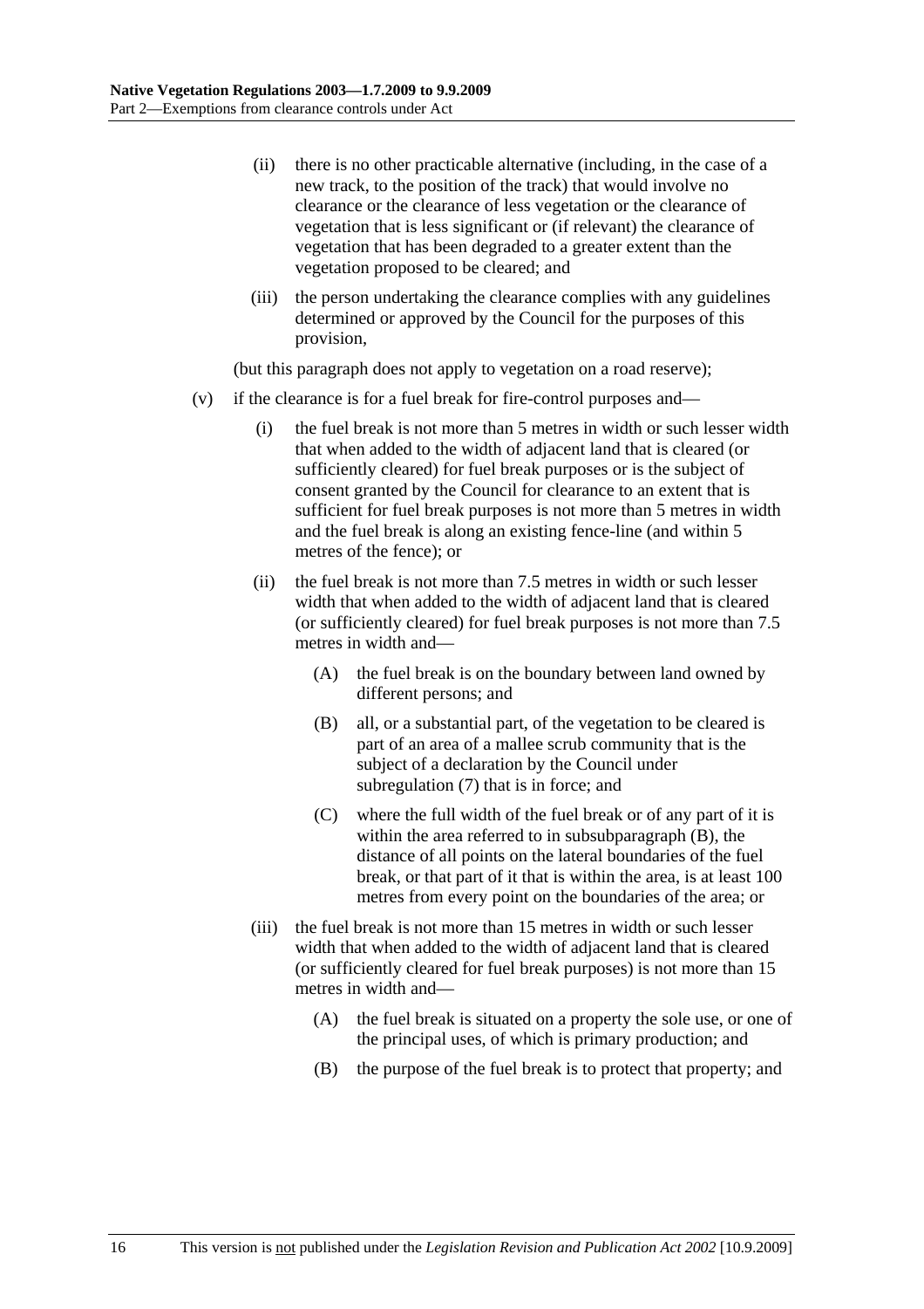(ii) there is no other practicable alternative (including, in the case of a new track, to the position of the track) that would involve no clearance or the clearance of less vegetation or the clearance of vegetation that is less significant or (if relevant) the clearance of vegetation that has been degraded to a greater extent than the vegetation proposed to be cleared; and

(iii) the person undertaking the clearance complies with any guidelines determined or approved by the Council for the purposes of this provision,

(but this paragraph does not apply to vegetation on a road reserve);

(v) if the clearance is for a fuel break for fire-control purposes and—

(i) the fuel break is not more than 5 metres in width or such lesser width that when added to the width of adjacent land that is cleared (or sufficiently cleared) for fuel break purposes or is the subject of consent granted by the Council for clearance to an extent that is sufficient for fuel break purposes is not more than 5 metres in width and the fuel break is along an existing fence-line (and within 5 metres of the fence); or

(ii) the fuel break is not more than 7.5 metres in width or such lesser width that when added to the width of adjacent land that is cleared (or sufficiently cleared) for fuel break purposes is not more than 7.5 metres in width and—

(A) the fuel break is on the boundary between land owned by different persons; and

(B) all, or a substantial part, of the vegetation to be cleared is part of an area of a mallee scrub community that is the subject of a declaration by the Council under subregulation (7) that is in force; and

(C) where the full width of the fuel break or of any part of it is within the area referred to in subsubparagraph (B), the distance of all points on the lateral boundaries of the fuel break, or that part of it that is within the area, is at least 100 metres from every point on the boundaries of the area; or

(iii) the fuel break is not more than 15 metres in width or such lesser width that when added to the width of adjacent land that is cleared (or sufficiently cleared for fuel break purposes) is not more than 15 metres in width and—

(A) the fuel break is situated on a property the sole use, or one of the principal uses, of which is primary production; and

(B) the purpose of the fuel break is to protect that property; and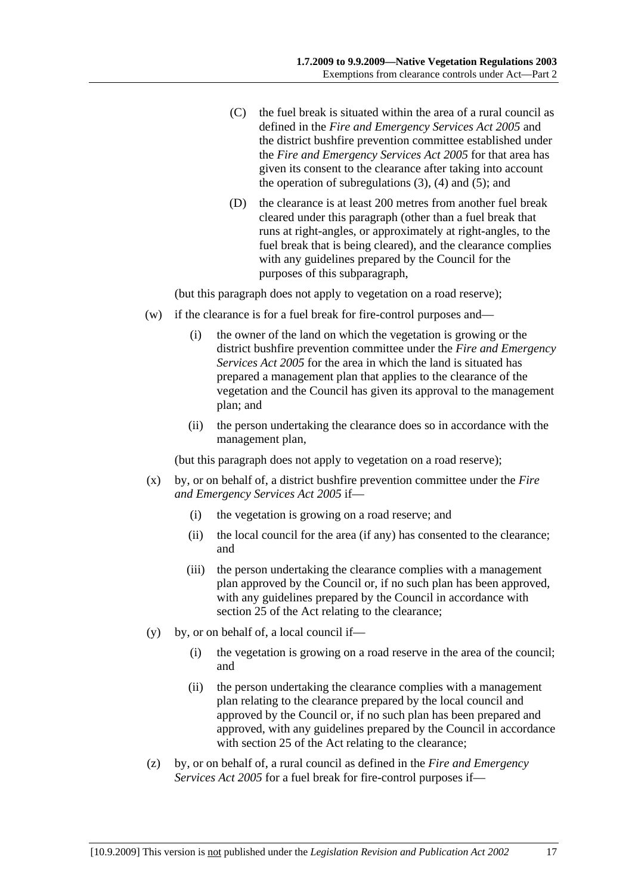(C) the fuel break is situated within the area of a rural council as defined in the *Fire and Emergency Services Act 2005* and the district bushfire prevention committee established under the *Fire and Emergency Services Act 2005* for that area has given its consent to the clearance after taking into account the operation of subregulations (3), (4) and (5); and

(D) the clearance is at least 200 metres from another fuel break cleared under this paragraph (other than a fuel break that runs at right-angles, or approximately at right-angles, to the fuel break that is being cleared), and the clearance complies with any guidelines prepared by the Council for the purposes of this subparagraph,

(but this paragraph does not apply to vegetation on a road reserve);

(w) if the clearance is for a fuel break for fire-control purposes and—

(i) the owner of the land on which the vegetation is growing or the district bushfire prevention committee under the *Fire and Emergency Services Act 2005* for the area in which the land is situated has prepared a management plan that applies to the clearance of the vegetation and the Council has given its approval to the management plan; and

(ii) the person undertaking the clearance does so in accordance with the management plan,

(but this paragraph does not apply to vegetation on a road reserve);

(x) by, or on behalf of, a district bushfire prevention committee under the *Fire and Emergency Services Act 2005* if—

(i) the vegetation is growing on a road reserve; and

(ii) the local council for the area (if any) has consented to the clearance; and

(iii) the person undertaking the clearance complies with a management plan approved by the Council or, if no such plan has been approved, with any guidelines prepared by the Council in accordance with section 25 of the Act relating to the clearance;

(y) by, or on behalf of, a local council if—

(i) the vegetation is growing on a road reserve in the area of the council; and

(ii) the person undertaking the clearance complies with a management plan relating to the clearance prepared by the local council and approved by the Council or, if no such plan has been prepared and approved, with any guidelines prepared by the Council in accordance with section 25 of the Act relating to the clearance;

(z) by, or on behalf of, a rural council as defined in the *Fire and Emergency Services Act 2005* for a fuel break for fire-control purposes if—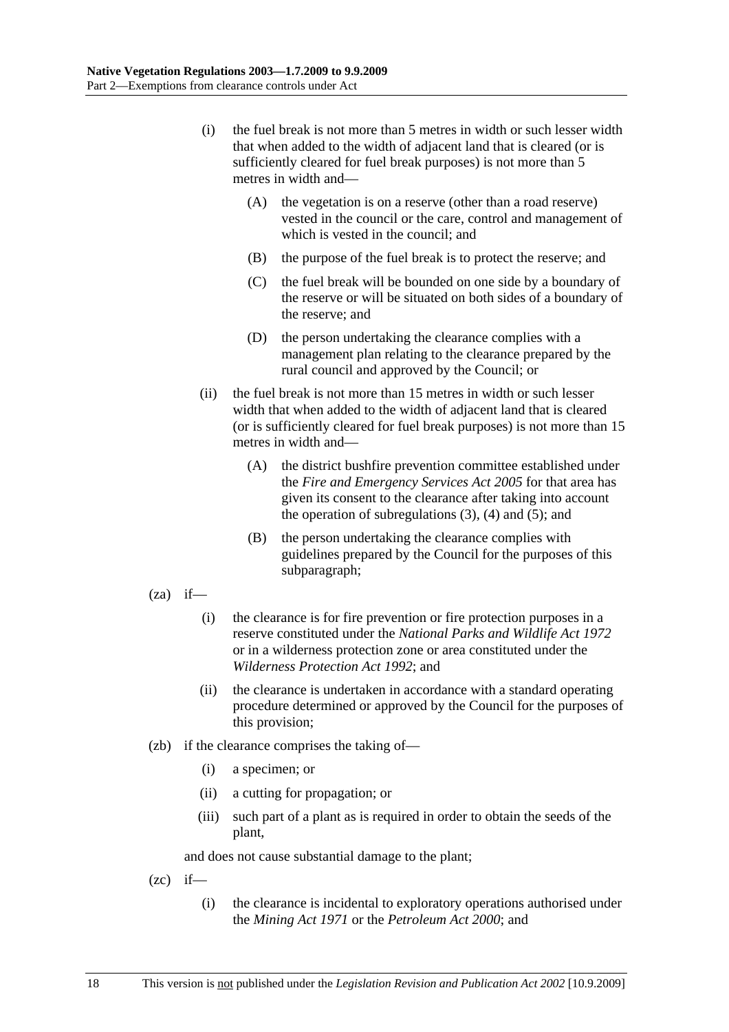(i) the fuel break is not more than 5 metres in width or such lesser width that when added to the width of adjacent land that is cleared (or is sufficiently cleared for fuel break purposes) is not more than 5 metres in width and—

(A) the vegetation is on a reserve (other than a road reserve) vested in the council or the care, control and management of which is vested in the council; and

(B) the purpose of the fuel break is to protect the reserve; and

(C) the fuel break will be bounded on one side by a boundary of the reserve or will be situated on both sides of a boundary of the reserve; and

(D) the person undertaking the clearance complies with a management plan relating to the clearance prepared by the rural council and approved by the Council; or

(ii) the fuel break is not more than 15 metres in width or such lesser width that when added to the width of adjacent land that is cleared (or is sufficiently cleared for fuel break purposes) is not more than 15 metres in width and—

(A) the district bushfire prevention committee established under the *Fire and Emergency Services Act 2005* for that area has given its consent to the clearance after taking into account the operation of subregulations (3), (4) and (5); and

(B) the person undertaking the clearance complies with guidelines prepared by the Council for the purposes of this subparagraph;

(za) if—

(i) the clearance is for fire prevention or fire protection purposes in a reserve constituted under the *National Parks and Wildlife Act 1972* or in a wilderness protection zone or area constituted under the *Wilderness Protection Act 1992*; and

(ii) the clearance is undertaken in accordance with a standard operating procedure determined or approved by the Council for the purposes of this provision;

(zb) if the clearance comprises the taking of—

(i) a specimen; or

(ii) a cutting for propagation; or

(iii) such part of a plant as is required in order to obtain the seeds of the plant,

and does not cause substantial damage to the plant;

(zc) if—

(i) the clearance is incidental to exploratory operations authorised under the *Mining Act 1971* or the *Petroleum Act 2000*; and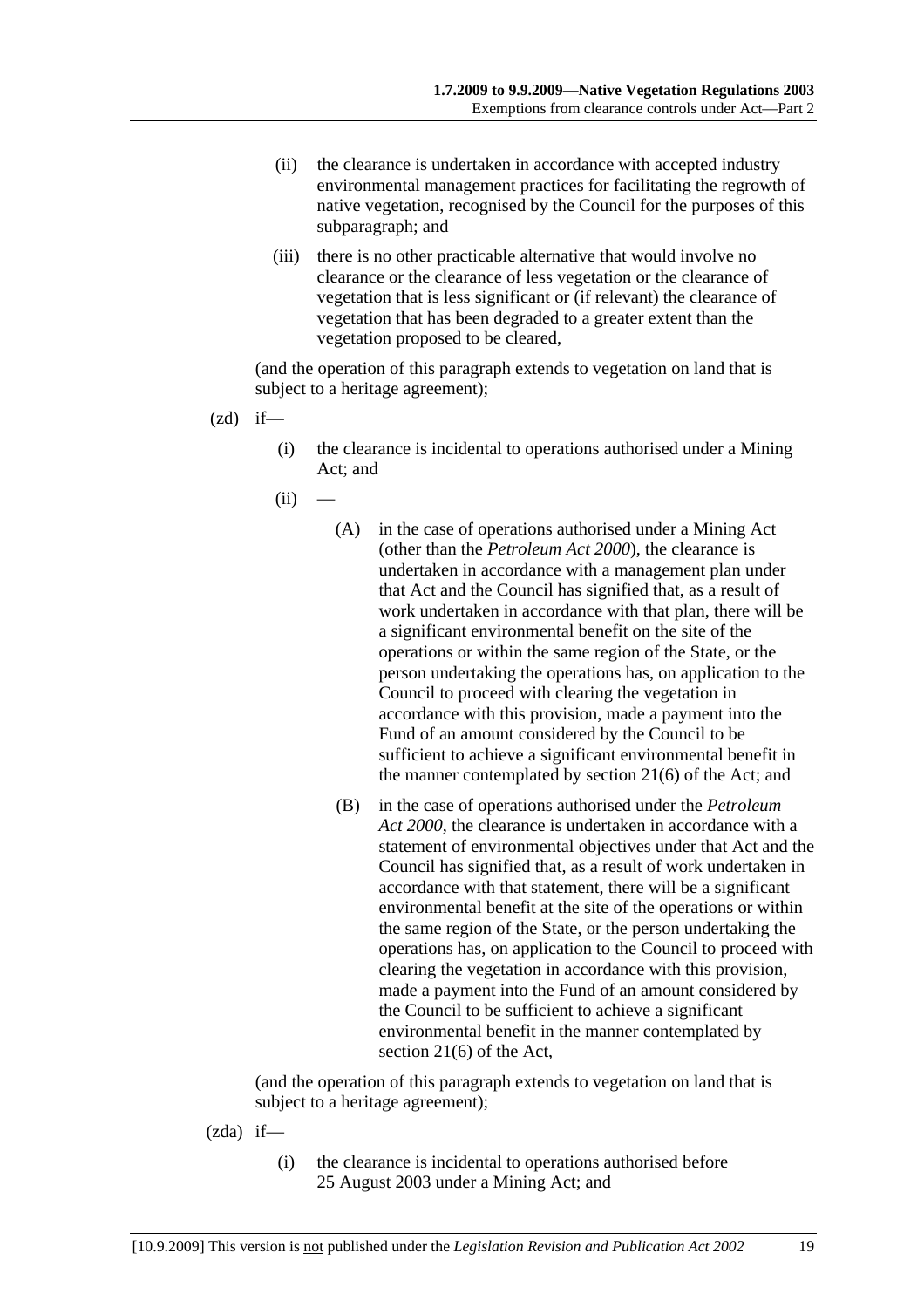(ii) the clearance is undertaken in accordance with accepted industry environmental management practices for facilitating the regrowth of native vegetation, recognised by the Council for the purposes of this subparagraph; and

(iii) there is no other practicable alternative that would involve no clearance or the clearance of less vegetation or the clearance of vegetation that is less significant or (if relevant) the clearance of vegetation that has been degraded to a greater extent than the vegetation proposed to be cleared,

(and the operation of this paragraph extends to vegetation on land that is subject to a heritage agreement);

(zd) if—

(i) the clearance is incidental to operations authorised under a Mining Act; and

(ii) —

(A) in the case of operations authorised under a Mining Act (other than the *Petroleum Act 2000*), the clearance is undertaken in accordance with a management plan under that Act and the Council has signified that, as a result of work undertaken in accordance with that plan, there will be a significant environmental benefit on the site of the operations or within the same region of the State, or the person undertaking the operations has, on application to the Council to proceed with clearing the vegetation in accordance with this provision, made a payment into the Fund of an amount considered by the Council to be sufficient to achieve a significant environmental benefit in the manner contemplated by section 21(6) of the Act; and

(B) in the case of operations authorised under the *Petroleum Act 2000*, the clearance is undertaken in accordance with a statement of environmental objectives under that Act and the Council has signified that, as a result of work undertaken in accordance with that statement, there will be a significant environmental benefit at the site of the operations or within the same region of the State, or the person undertaking the operations has, on application to the Council to proceed with clearing the vegetation in accordance with this provision, made a payment into the Fund of an amount considered by the Council to be sufficient to achieve a significant environmental benefit in the manner contemplated by section 21(6) of the Act,

(and the operation of this paragraph extends to vegetation on land that is subject to a heritage agreement);

(zda) if—

(i) the clearance is incidental to operations authorised before 25 August 2003 under a Mining Act; and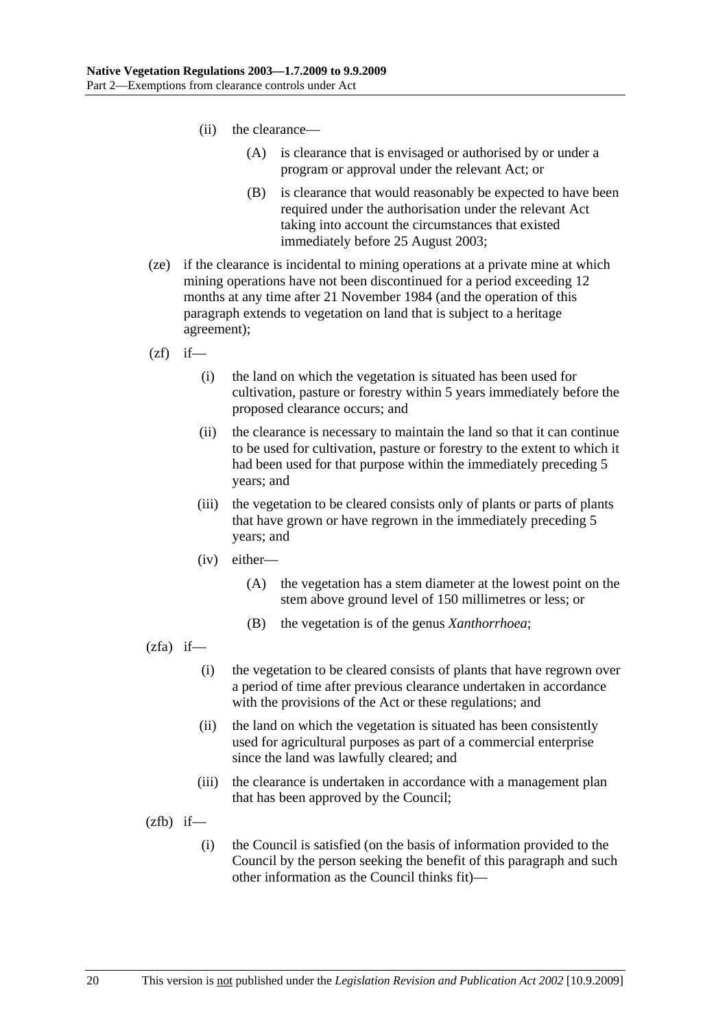(ii) the clearance—

(A) is clearance that is envisaged or authorised by or under a program or approval under the relevant Act; or

(B) is clearance that would reasonably be expected to have been required under the authorisation under the relevant Act taking into account the circumstances that existed immediately before 25 August 2003;

(ze) if the clearance is incidental to mining operations at a private mine at which mining operations have not been discontinued for a period exceeding 12 months at any time after 21 November 1984 (and the operation of this paragraph extends to vegetation on land that is subject to a heritage agreement);

(zf) if—

(i) the land on which the vegetation is situated has been used for cultivation, pasture or forestry within 5 years immediately before the proposed clearance occurs; and

(ii) the clearance is necessary to maintain the land so that it can continue to be used for cultivation, pasture or forestry to the extent to which it had been used for that purpose within the immediately preceding 5 years; and

(iii) the vegetation to be cleared consists only of plants or parts of plants that have grown or have regrown in the immediately preceding 5 years; and

(iv) either—

(A) the vegetation has a stem diameter at the lowest point on the stem above ground level of 150 millimetres or less; or

(B) the vegetation is of the genus *Xanthorrhoea*;

(zfa) if—

(i) the vegetation to be cleared consists of plants that have regrown over a period of time after previous clearance undertaken in accordance with the provisions of the Act or these regulations; and

(ii) the land on which the vegetation is situated has been consistently used for agricultural purposes as part of a commercial enterprise since the land was lawfully cleared; and

(iii) the clearance is undertaken in accordance with a management plan that has been approved by the Council;

(zfb) if—

(i) the Council is satisfied (on the basis of information provided to the Council by the person seeking the benefit of this paragraph and such other information as the Council thinks fit)—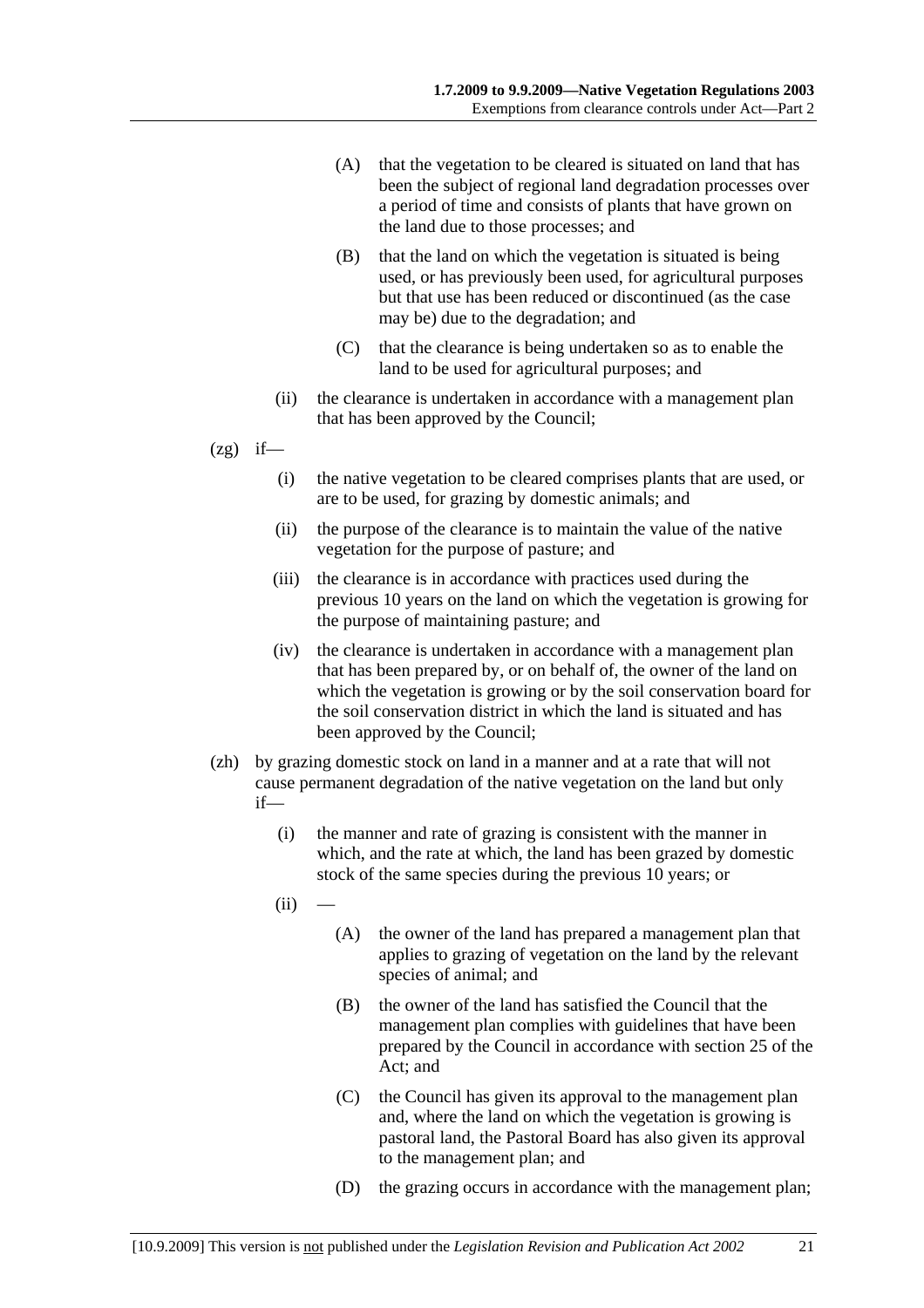(A) that the vegetation to be cleared is situated on land that has been the subject of regional land degradation processes over a period of time and consists of plants that have grown on the land due to those processes; and

(B) that the land on which the vegetation is situated is being used, or has previously been used, for agricultural purposes but that use has been reduced or discontinued (as the case may be) due to the degradation; and

(C) that the clearance is being undertaken so as to enable the land to be used for agricultural purposes; and

(ii) the clearance is undertaken in accordance with a management plan that has been approved by the Council;

(zg) if—

(i) the native vegetation to be cleared comprises plants that are used, or are to be used, for grazing by domestic animals; and

(ii) the purpose of the clearance is to maintain the value of the native vegetation for the purpose of pasture; and

(iii) the clearance is in accordance with practices used during the previous 10 years on the land on which the vegetation is growing for the purpose of maintaining pasture; and

(iv) the clearance is undertaken in accordance with a management plan that has been prepared by, or on behalf of, the owner of the land on which the vegetation is growing or by the soil conservation board for the soil conservation district in which the land is situated and has been approved by the Council;

(zh) by grazing domestic stock on land in a manner and at a rate that will not cause permanent degradation of the native vegetation on the land but only if—

(i) the manner and rate of grazing is consistent with the manner in which, and the rate at which, the land has been grazed by domestic stock of the same species during the previous 10 years; or

(ii) —

(A) the owner of the land has prepared a management plan that applies to grazing of vegetation on the land by the relevant species of animal; and

(B) the owner of the land has satisfied the Council that the management plan complies with guidelines that have been prepared by the Council in accordance with section 25 of the Act; and

(C) the Council has given its approval to the management plan and, where the land on which the vegetation is growing is pastoral land, the Pastoral Board has also given its approval to the management plan; and

(D) the grazing occurs in accordance with the management plan;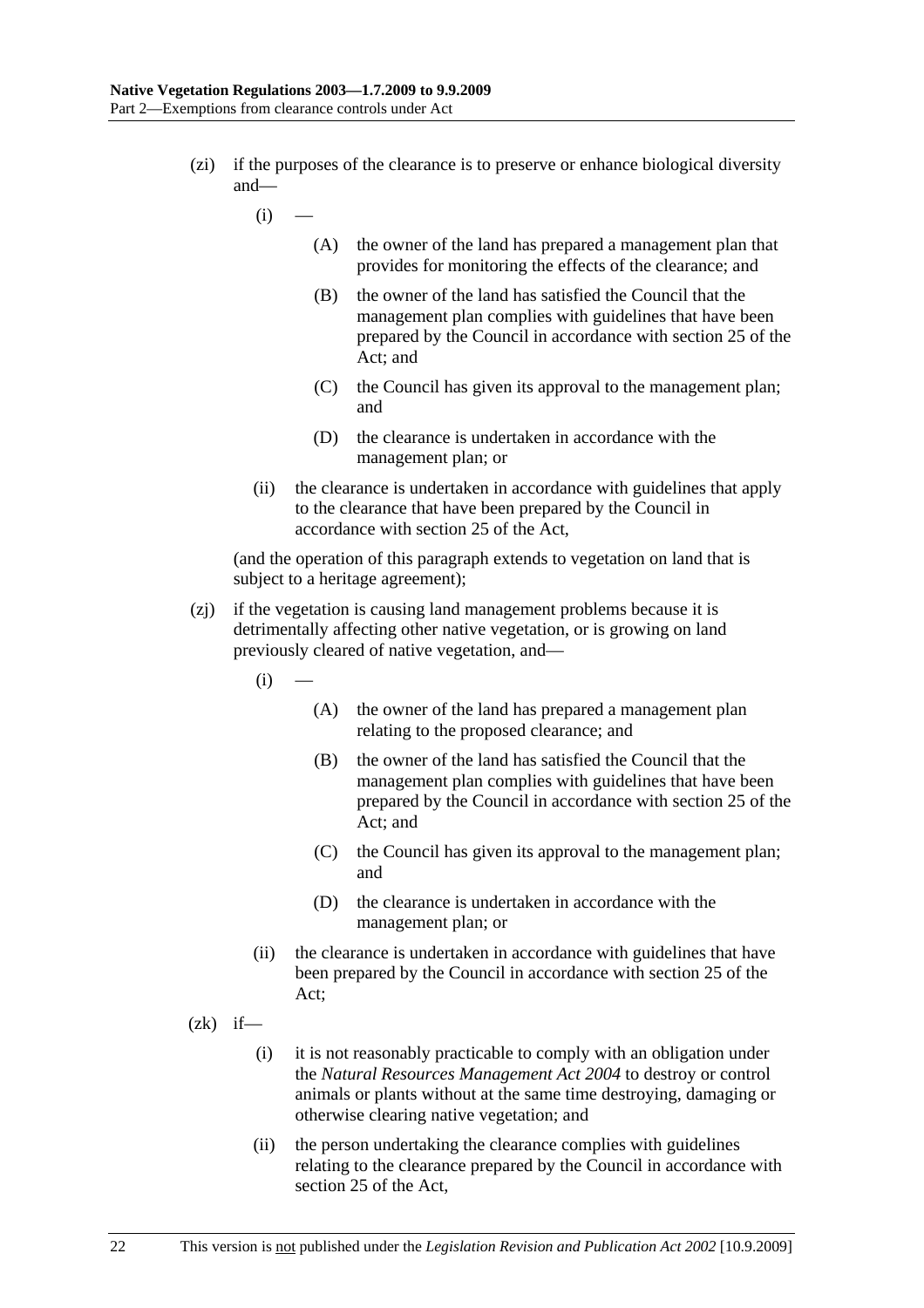(zi) if the purposes of the clearance is to preserve or enhance biological diversity and—

(i) —

(A) the owner of the land has prepared a management plan that provides for monitoring the effects of the clearance; and

(B) the owner of the land has satisfied the Council that the management plan complies with guidelines that have been prepared by the Council in accordance with section 25 of the Act; and

(C) the Council has given its approval to the management plan; and

(D) the clearance is undertaken in accordance with the management plan; or

(ii) the clearance is undertaken in accordance with guidelines that apply to the clearance that have been prepared by the Council in accordance with section 25 of the Act,

(and the operation of this paragraph extends to vegetation on land that is subject to a heritage agreement);

(zj) if the vegetation is causing land management problems because it is detrimentally affecting other native vegetation, or is growing on land previously cleared of native vegetation, and—

(i) —

(A) the owner of the land has prepared a management plan relating to the proposed clearance; and

(B) the owner of the land has satisfied the Council that the management plan complies with guidelines that have been prepared by the Council in accordance with section 25 of the Act; and

(C) the Council has given its approval to the management plan; and

(D) the clearance is undertaken in accordance with the management plan; or

(ii) the clearance is undertaken in accordance with guidelines that have been prepared by the Council in accordance with section 25 of the Act;

(zk) if—

(i) it is not reasonably practicable to comply with an obligation under the *Natural Resources Management Act 2004* to destroy or control animals or plants without at the same time destroying, damaging or otherwise clearing native vegetation; and

(ii) the person undertaking the clearance complies with guidelines relating to the clearance prepared by the Council in accordance with section 25 of the Act,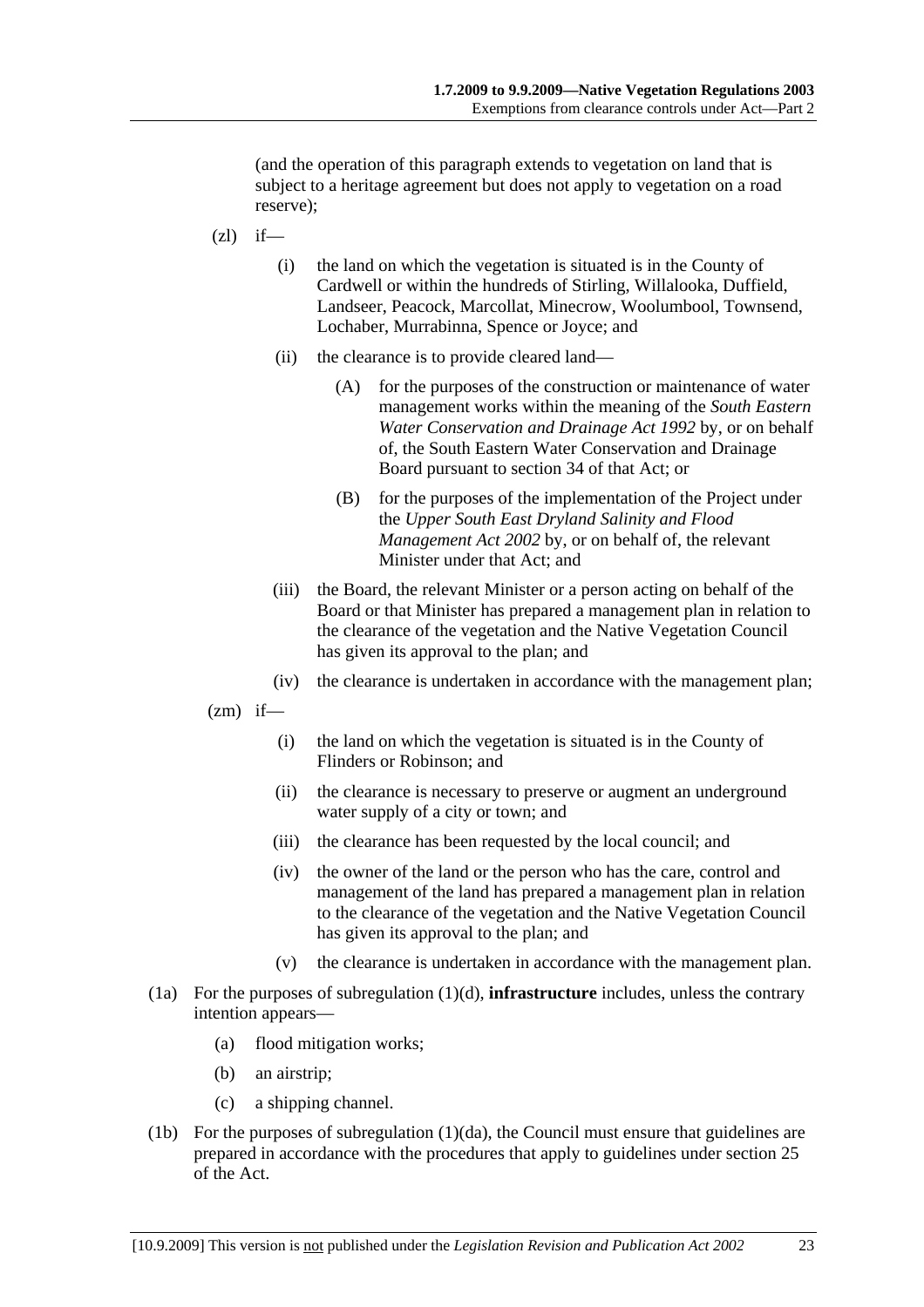(and the operation of this paragraph extends to vegetation on land that is subject to a heritage agreement but does not apply to vegetation on a road reserve);

- (zl) if—
  - (i) the land on which the vegetation is situated is in the County of Cardwell or within the hundreds of Stirling, Willalooka, Duffield, Landseer, Peacock, Marcollat, Minecrow, Woolumbool, Townsend, Lochaber, Murrabinna, Spence or Joyce; and
  - (ii) the clearance is to provide cleared land—
    - (A) for the purposes of the construction or maintenance of water management works within the meaning of the *South Eastern Water Conservation and Drainage Act 1992* by, or on behalf of, the South Eastern Water Conservation and Drainage Board pursuant to section 34 of that Act; or
    - (B) for the purposes of the implementation of the Project under the *Upper South East Dryland Salinity and Flood Management Act 2002* by, or on behalf of, the relevant Minister under that Act; and
  - (iii) the Board, the relevant Minister or a person acting on behalf of the Board or that Minister has prepared a management plan in relation to the clearance of the vegetation and the Native Vegetation Council has given its approval to the plan; and
  - (iv) the clearance is undertaken in accordance with the management plan;
- (zm) if—
  - (i) the land on which the vegetation is situated is in the County of Flinders or Robinson; and
  - (ii) the clearance is necessary to preserve or augment an underground water supply of a city or town; and
  - (iii) the clearance has been requested by the local council; and
  - (iv) the owner of the land or the person who has the care, control and management of the land has prepared a management plan in relation to the clearance of the vegetation and the Native Vegetation Council has given its approval to the plan; and
  - (v) the clearance is undertaken in accordance with the management plan.

(1a) For the purposes of subregulation (1)(d), **infrastructure** includes, unless the contrary intention appears—

- (a) flood mitigation works;
- (b) an airstrip;
- (c) a shipping channel.

(1b) For the purposes of subregulation (1)(da), the Council must ensure that guidelines are prepared in accordance with the procedures that apply to guidelines under section 25 of the Act.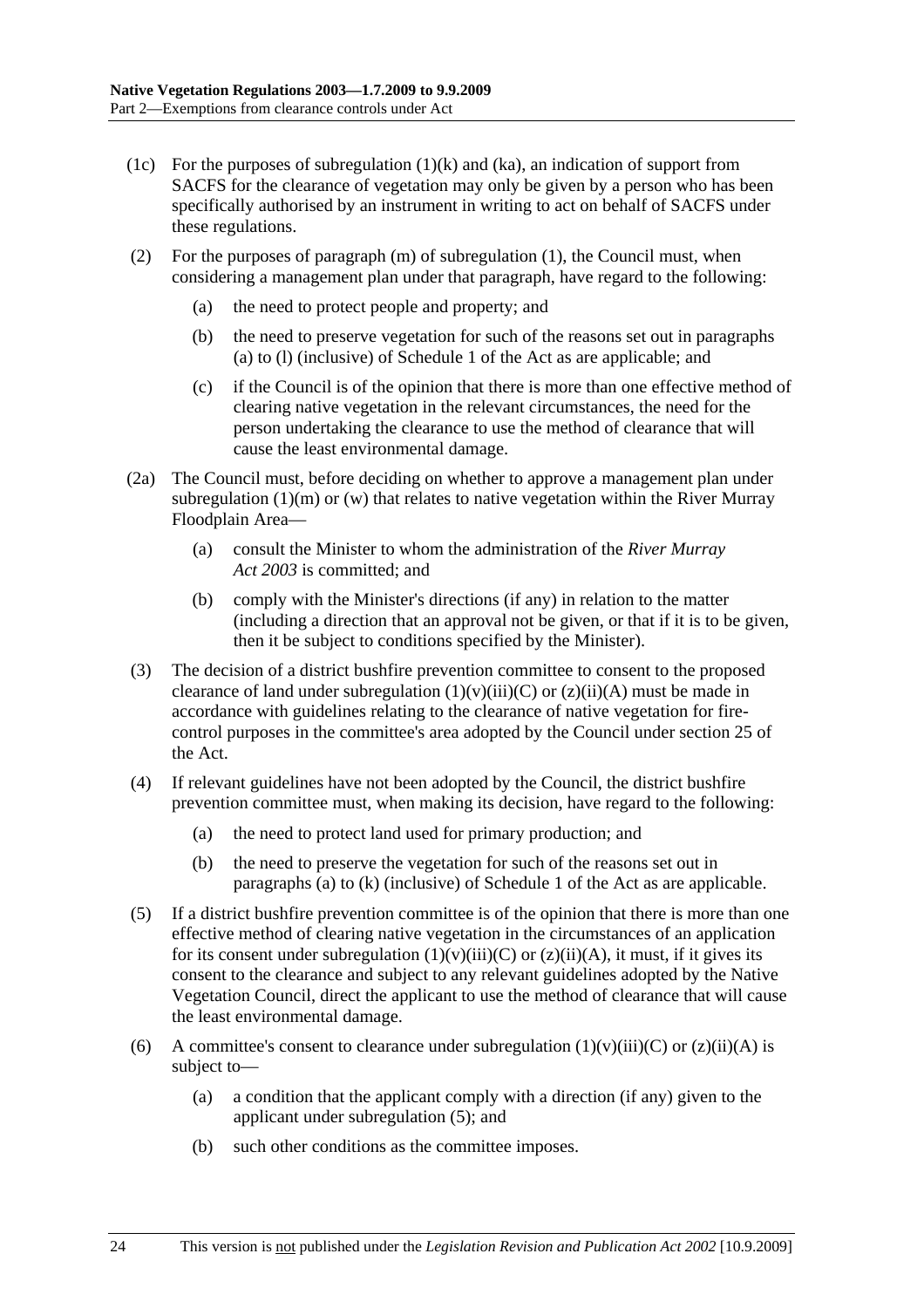(1c) For the purposes of subregulation (1)(k) and (ka), an indication of support from SACFS for the clearance of vegetation may only be given by a person who has been specifically authorised by an instrument in writing to act on behalf of SACFS under these regulations.

(2) For the purposes of paragraph (m) of subregulation (1), the Council must, when considering a management plan under that paragraph, have regard to the following:

(a) the need to protect people and property; and

(b) the need to preserve vegetation for such of the reasons set out in paragraphs (a) to (l) (inclusive) of Schedule 1 of the Act as are applicable; and

(c) if the Council is of the opinion that there is more than one effective method of clearing native vegetation in the relevant circumstances, the need for the person undertaking the clearance to use the method of clearance that will cause the least environmental damage.

(2a) The Council must, before deciding on whether to approve a management plan under subregulation (1)(m) or (w) that relates to native vegetation within the River Murray Floodplain Area—

(a) consult the Minister to whom the administration of the *River Murray Act 2003* is committed; and

(b) comply with the Minister's directions (if any) in relation to the matter (including a direction that an approval not be given, or that if it is to be given, then it be subject to conditions specified by the Minister).

(3) The decision of a district bushfire prevention committee to consent to the proposed clearance of land under subregulation (1)(v)(iii)(C) or (z)(ii)(A) must be made in accordance with guidelines relating to the clearance of native vegetation for fire-control purposes in the committee's area adopted by the Council under section 25 of the Act.

(4) If relevant guidelines have not been adopted by the Council, the district bushfire prevention committee must, when making its decision, have regard to the following:

(a) the need to protect land used for primary production; and

(b) the need to preserve the vegetation for such of the reasons set out in paragraphs (a) to (k) (inclusive) of Schedule 1 of the Act as are applicable.

(5) If a district bushfire prevention committee is of the opinion that there is more than one effective method of clearing native vegetation in the circumstances of an application for its consent under subregulation (1)(v)(iii)(C) or (z)(ii)(A), it must, if it gives its consent to the clearance and subject to any relevant guidelines adopted by the Native Vegetation Council, direct the applicant to use the method of clearance that will cause the least environmental damage.

(6) A committee's consent to clearance under subregulation (1)(v)(iii)(C) or (z)(ii)(A) is subject to—

(a) a condition that the applicant comply with a direction (if any) given to the applicant under subregulation (5); and

(b) such other conditions as the committee imposes.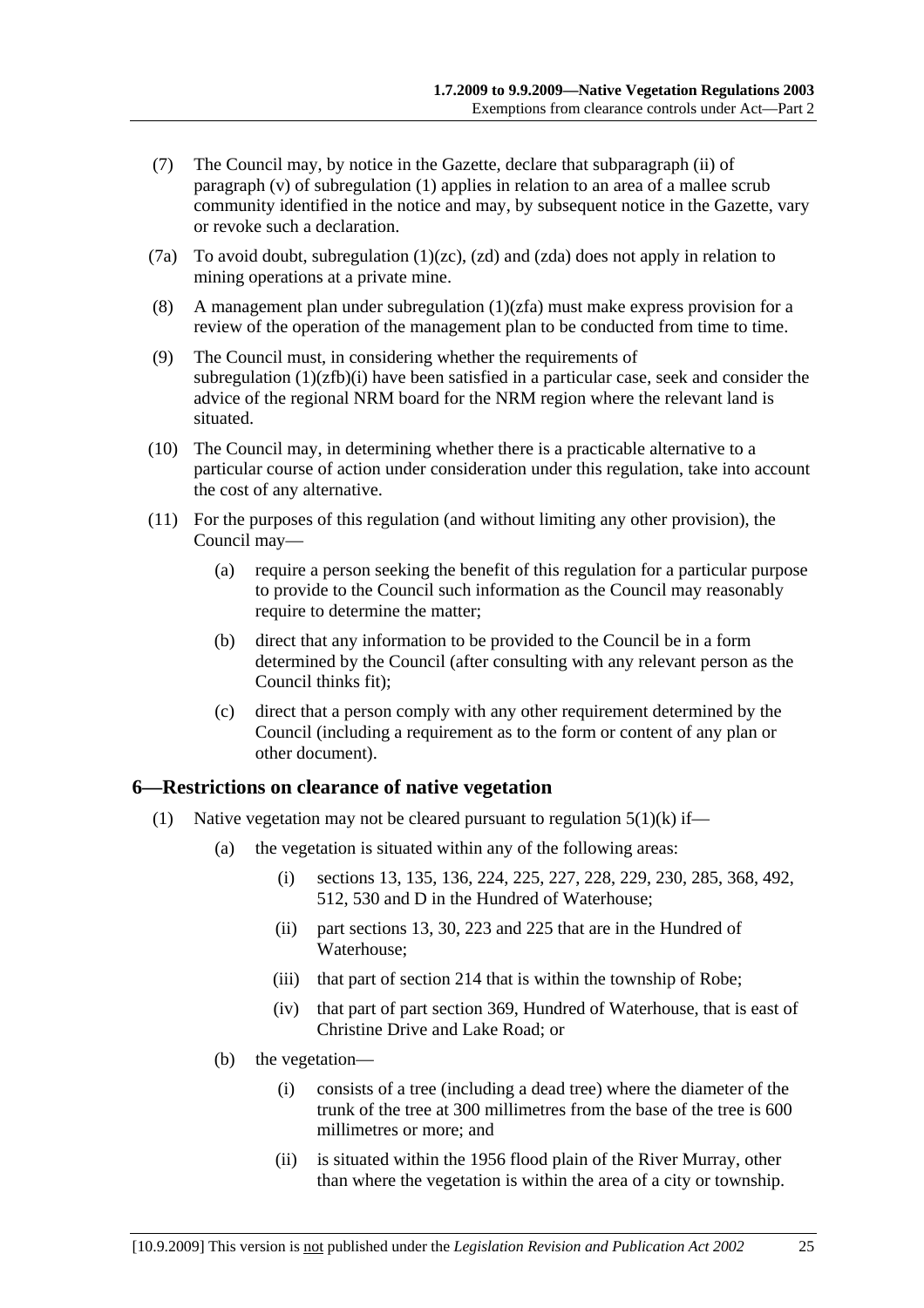(7) The Council may, by notice in the Gazette, declare that subparagraph (ii) of paragraph (v) of subregulation (1) applies in relation to an area of a mallee scrub community identified in the notice and may, by subsequent notice in the Gazette, vary or revoke such a declaration.

(7a) To avoid doubt, subregulation (1)(zc), (zd) and (zda) does not apply in relation to mining operations at a private mine.

(8) A management plan under subregulation (1)(zfa) must make express provision for a review of the operation of the management plan to be conducted from time to time.

(9) The Council must, in considering whether the requirements of subregulation (1)(zfb)(i) have been satisfied in a particular case, seek and consider the advice of the regional NRM board for the NRM region where the relevant land is situated.

(10) The Council may, in determining whether there is a practicable alternative to a particular course of action under consideration under this regulation, take into account the cost of any alternative.

(11) For the purposes of this regulation (and without limiting any other provision), the Council may—

(a) require a person seeking the benefit of this regulation for a particular purpose to provide to the Council such information as the Council may reasonably require to determine the matter;

(b) direct that any information to be provided to the Council be in a form determined by the Council (after consulting with any relevant person as the Council thinks fit);

(c) direct that a person comply with any other requirement determined by the Council (including a requirement as to the form or content of any plan or other document).

## 6—Restrictions on clearance of native vegetation

(1) Native vegetation may not be cleared pursuant to regulation 5(1)(k) if—

(a) the vegetation is situated within any of the following areas:

(i) sections 13, 135, 136, 224, 225, 227, 228, 229, 230, 285, 368, 492, 512, 530 and D in the Hundred of Waterhouse;

(ii) part sections 13, 30, 223 and 225 that are in the Hundred of Waterhouse;

(iii) that part of section 214 that is within the township of Robe;

(iv) that part of part section 369, Hundred of Waterhouse, that is east of Christine Drive and Lake Road; or

(b) the vegetation—

(i) consists of a tree (including a dead tree) where the diameter of the trunk of the tree at 300 millimetres from the base of the tree is 600 millimetres or more; and

(ii) is situated within the 1956 flood plain of the River Murray, other than where the vegetation is within the area of a city or township.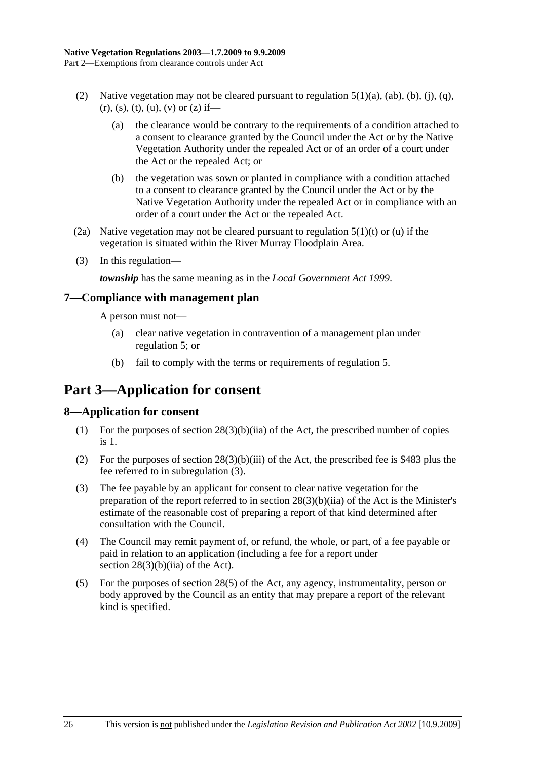(2) Native vegetation may not be cleared pursuant to regulation 5(1)(a), (ab), (b), (j), (q), (r), (s), (t), (u), (v) or (z) if—

(a) the clearance would be contrary to the requirements of a condition attached to a consent to clearance granted by the Council under the Act or by the Native Vegetation Authority under the repealed Act or of an order of a court under the Act or the repealed Act; or

(b) the vegetation was sown or planted in compliance with a condition attached to a consent to clearance granted by the Council under the Act or by the Native Vegetation Authority under the repealed Act or in compliance with an order of a court under the Act or the repealed Act.

(2a) Native vegetation may not be cleared pursuant to regulation 5(1)(t) or (u) if the vegetation is situated within the River Murray Floodplain Area.

(3) In this regulation—

***township*** has the same meaning as in the *Local Government Act 1999*.

### 7—Compliance with management plan

A person must not—

(a) clear native vegetation in contravention of a management plan under regulation 5; or

(b) fail to comply with the terms or requirements of regulation 5.

## Part 3—Application for consent

### 8—Application for consent

(1) For the purposes of section 28(3)(b)(iia) of the Act, the prescribed number of copies is 1.

(2) For the purposes of section 28(3)(b)(iii) of the Act, the prescribed fee is $483 plus the fee referred to in subregulation (3).

(3) The fee payable by an applicant for consent to clear native vegetation for the preparation of the report referred to in section 28(3)(b)(iia) of the Act is the Minister's estimate of the reasonable cost of preparing a report of that kind determined after consultation with the Council.

(4) The Council may remit payment of, or refund, the whole, or part, of a fee payable or paid in relation to an application (including a fee for a report under section 28(3)(b)(iia) of the Act).

(5) For the purposes of section 28(5) of the Act, any agency, instrumentality, person or body approved by the Council as an entity that may prepare a report of the relevant kind is specified.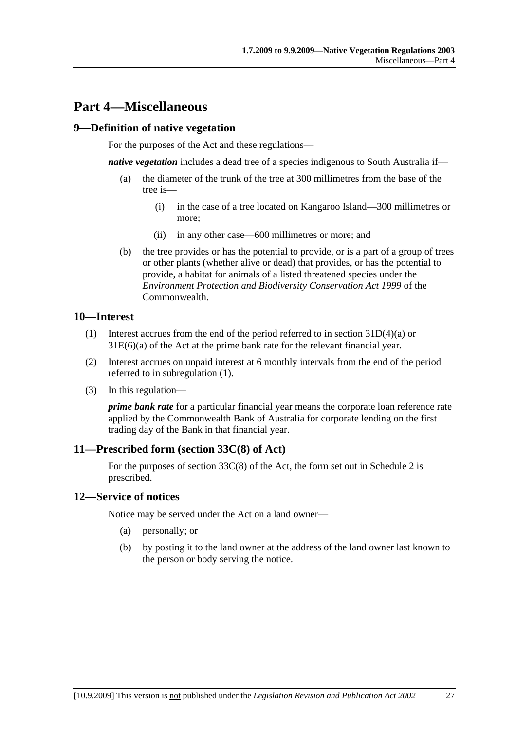# Part 4—Miscellaneous

## 9—Definition of native vegetation

For the purposes of the Act and these regulations—

***native vegetation*** includes a dead tree of a species indigenous to South Australia if—

(a) the diameter of the trunk of the tree at 300 millimetres from the base of the tree is—

(i) in the case of a tree located on Kangaroo Island—300 millimetres or more;

(ii) in any other case—600 millimetres or more; and

(b) the tree provides or has the potential to provide, or is a part of a group of trees or other plants (whether alive or dead) that provides, or has the potential to provide, a habitat for animals of a listed threatened species under the *Environment Protection and Biodiversity Conservation Act 1999* of the Commonwealth.

## 10—Interest

(1) Interest accrues from the end of the period referred to in section 31D(4)(a) or 31E(6)(a) of the Act at the prime bank rate for the relevant financial year.

(2) Interest accrues on unpaid interest at 6 monthly intervals from the end of the period referred to in subregulation (1).

(3) In this regulation—

***prime bank rate*** for a particular financial year means the corporate loan reference rate applied by the Commonwealth Bank of Australia for corporate lending on the first trading day of the Bank in that financial year.

## 11—Prescribed form (section 33C(8) of Act)

For the purposes of section 33C(8) of the Act, the form set out in Schedule 2 is prescribed.

## 12—Service of notices

Notice may be served under the Act on a land owner—

(a) personally; or

(b) by posting it to the land owner at the address of the land owner last known to the person or body serving the notice.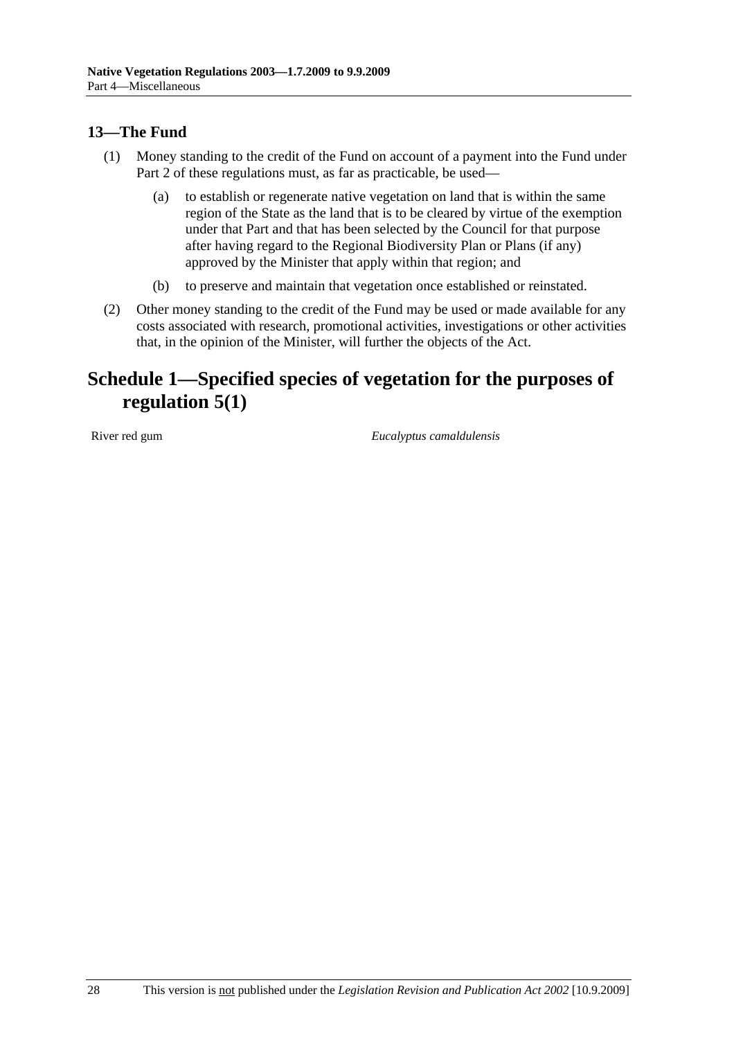## 13—The Fund

(1) Money standing to the credit of the Fund on account of a payment into the Fund under Part 2 of these regulations must, as far as practicable, be used—

(a) to establish or regenerate native vegetation on land that is within the same region of the State as the land that is to be cleared by virtue of the exemption under that Part and that has been selected by the Council for that purpose after having regard to the Regional Biodiversity Plan or Plans (if any) approved by the Minister that apply within that region; and

(b) to preserve and maintain that vegetation once established or reinstated.

(2) Other money standing to the credit of the Fund may be used or made available for any costs associated with research, promotional activities, investigations or other activities that, in the opinion of the Minister, will further the objects of the Act.

# Schedule 1—Specified species of vegetation for the purposes of regulation 5(1)

| | |
|---|---|
| River red gum | *Eucalyptus camaldulensis* |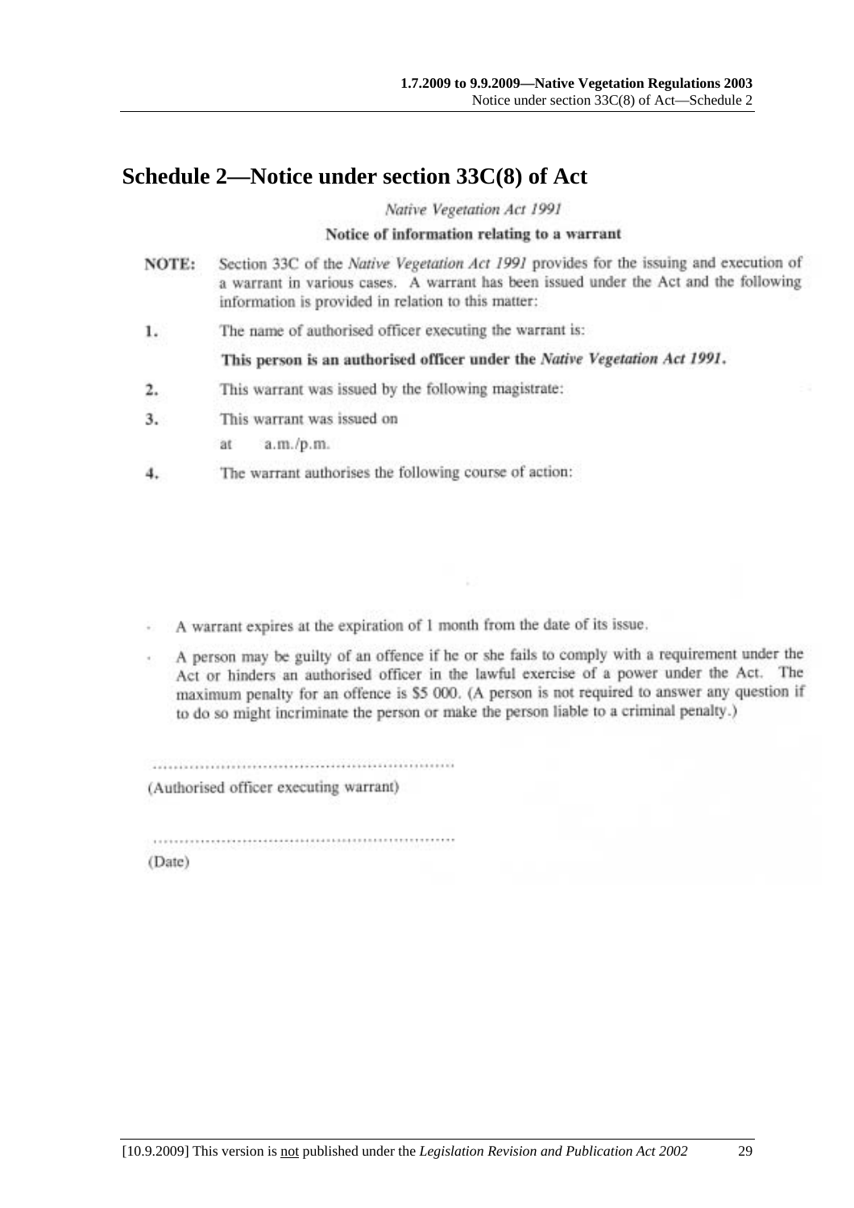# Schedule 2—Notice under section 33C(8) of Act

*Native Vegetation Act 1991*

**Notice of information relating to a warrant**

**NOTE:** Section 33C of the *Native Vegetation Act 1991* provides for the issuing and execution of a warrant in various cases. A warrant has been issued under the Act and the following information is provided in relation to this matter:

1. The name of authorised officer executing the warrant is:

   **This person is an authorised officer under the *Native Vegetation Act 1991*.**

2. This warrant was issued by the following magistrate:

3. This warrant was issued on

   at a.m./p.m.

4. The warrant authorises the following course of action:

- A warrant expires at the expiration of 1 month from the date of its issue.
- A person may be guilty of an offence if he or she fails to comply with a requirement under the Act or hinders an authorised officer in the lawful exercise of a power under the Act. The maximum penalty for an offence is $5 000. (A person is not required to answer any question if to do so might incriminate the person or make the person liable to a criminal penalty.)

.............................................................

(Authorised officer executing warrant)

.............................................................

(Date)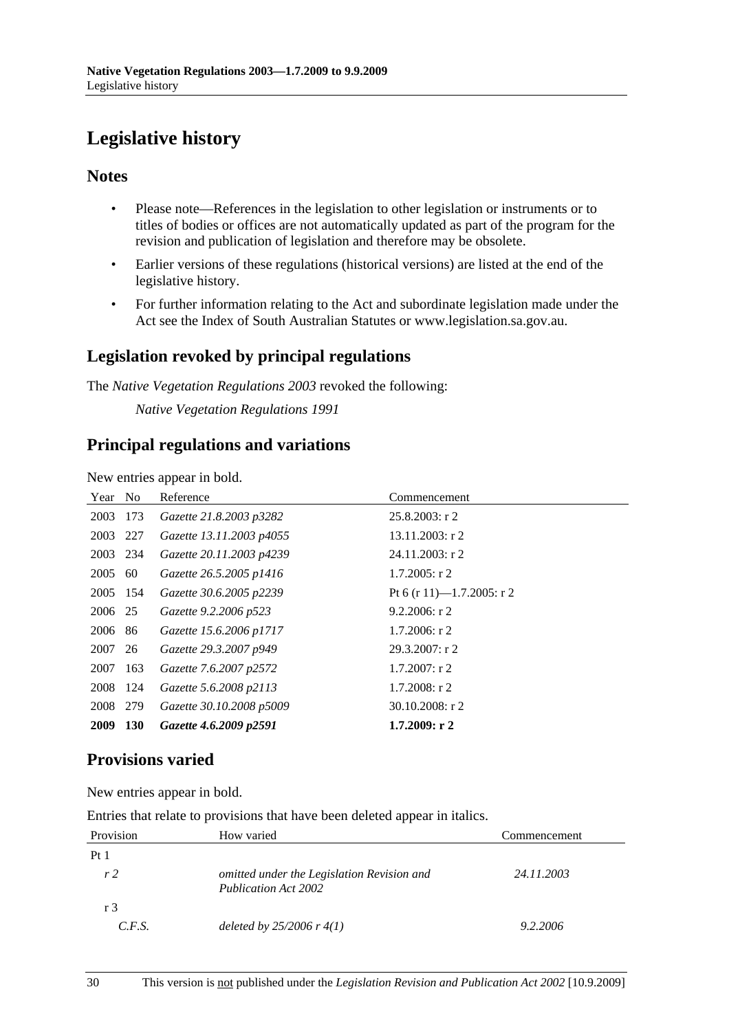# Legislative history

## Notes

- Please note—References in the legislation to other legislation or instruments or to titles of bodies or offices are not automatically updated as part of the program for the revision and publication of legislation and therefore may be obsolete.
- Earlier versions of these regulations (historical versions) are listed at the end of the legislative history.
- For further information relating to the Act and subordinate legislation made under the Act see the Index of South Australian Statutes or www.legislation.sa.gov.au.

## Legislation revoked by principal regulations

The *Native Vegetation Regulations 2003* revoked the following:

*Native Vegetation Regulations 1991*

## Principal regulations and variations

New entries appear in bold.

| Year | No | Reference | Commencement |
|---|---|---|---|
| 2003 | 173 | *Gazette 21.8.2003 p3282* | 25.8.2003: r 2 |
| 2003 | 227 | *Gazette 13.11.2003 p4055* | 13.11.2003: r 2 |
| 2003 | 234 | *Gazette 20.11.2003 p4239* | 24.11.2003: r 2 |
| 2005 | 60 | *Gazette 26.5.2005 p1416* | 1.7.2005: r 2 |
| 2005 | 154 | *Gazette 30.6.2005 p2239* | Pt 6 (r 11)—1.7.2005: r 2 |
| 2006 | 25 | *Gazette 9.2.2006 p523* | 9.2.2006: r 2 |
| 2006 | 86 | *Gazette 15.6.2006 p1717* | 1.7.2006: r 2 |
| 2007 | 26 | *Gazette 29.3.2007 p949* | 29.3.2007: r 2 |
| 2007 | 163 | *Gazette 7.6.2007 p2572* | 1.7.2007: r 2 |
| 2008 | 124 | *Gazette 5.6.2008 p2113* | 1.7.2008: r 2 |
| 2008 | 279 | *Gazette 30.10.2008 p5009* | 30.10.2008: r 2 |
| **2009** | **130** | ***Gazette 4.6.2009 p2591*** | **1.7.2009: r 2** |

## Provisions varied

New entries appear in bold.

Entries that relate to provisions that have been deleted appear in italics.

| Provision | How varied | Commencement |
|---|---|---|
| Pt 1 | | |
| *r 2* | *omitted under the Legislation Revision and Publication Act 2002* | *24.11.2003* |
| r 3 | | |
| *C.F.S.* | *deleted by 25/2006 r 4(1)* | *9.2.2006* |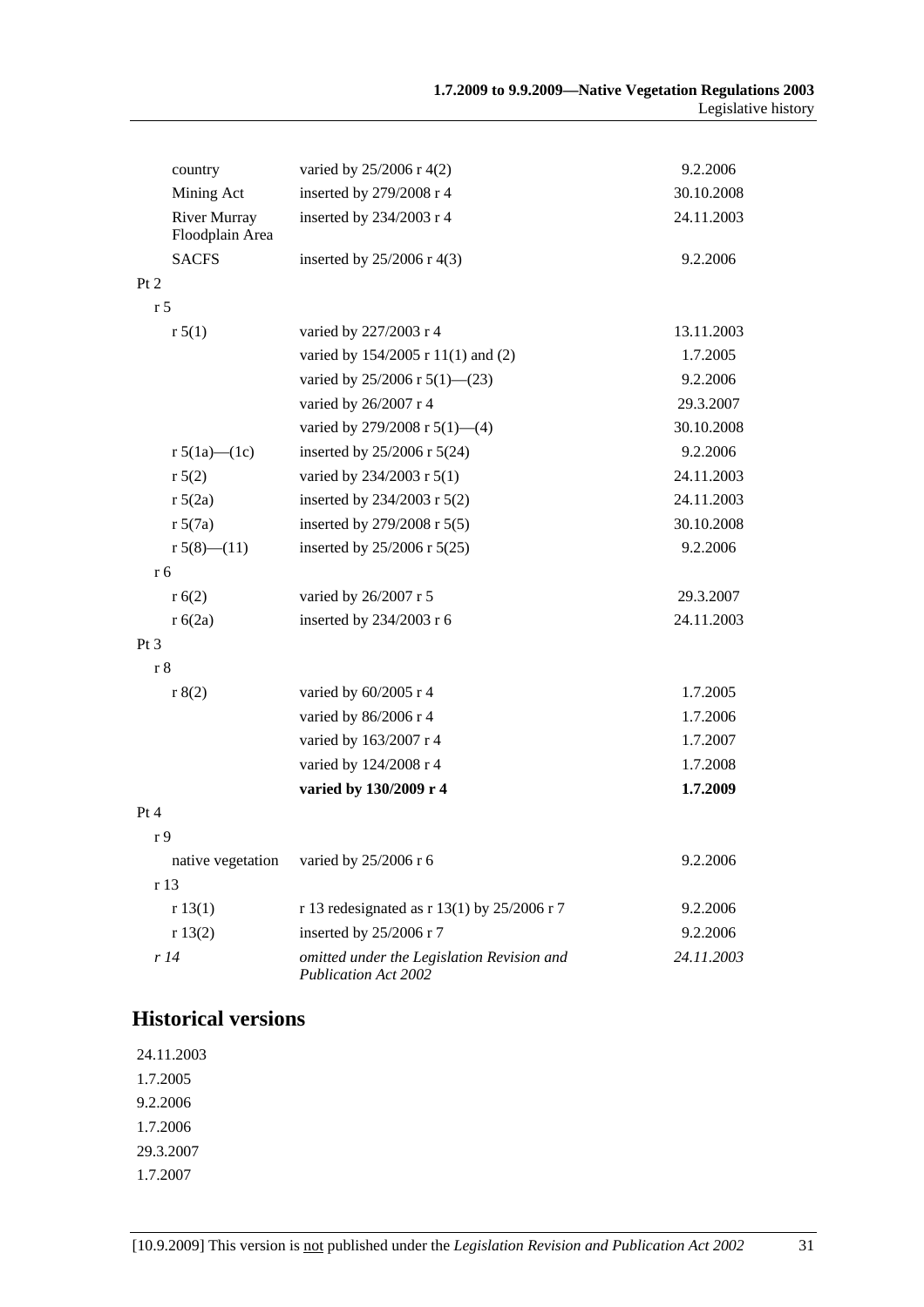| | | |
|---|---|---|
| country | varied by 25/2006 r 4(2) | 9.2.2006 |
| Mining Act | inserted by 279/2008 r 4 | 30.10.2008 |
| River Murray Floodplain Area | inserted by 234/2003 r 4 | 24.11.2003 |
| SACFS | inserted by 25/2006 r 4(3) | 9.2.2006 |
| Pt 2 | | |
| r 5 | | |
| r 5(1) | varied by 227/2003 r 4 | 13.11.2003 |
| | varied by 154/2005 r 11(1) and (2) | 1.7.2005 |
| | varied by 25/2006 r 5(1)—(23) | 9.2.2006 |
| | varied by 26/2007 r 4 | 29.3.2007 |
| | varied by 279/2008 r 5(1)—(4) | 30.10.2008 |
| r 5(1a)—(1c) | inserted by 25/2006 r 5(24) | 9.2.2006 |
| r 5(2) | varied by 234/2003 r 5(1) | 24.11.2003 |
| r 5(2a) | inserted by 234/2003 r 5(2) | 24.11.2003 |
| r 5(7a) | inserted by 279/2008 r 5(5) | 30.10.2008 |
| r 5(8)—(11) | inserted by 25/2006 r 5(25) | 9.2.2006 |
| r 6 | | |
| r 6(2) | varied by 26/2007 r 5 | 29.3.2007 |
| r 6(2a) | inserted by 234/2003 r 6 | 24.11.2003 |
| Pt 3 | | |
| r 8 | | |
| r 8(2) | varied by 60/2005 r 4 | 1.7.2005 |
| | varied by 86/2006 r 4 | 1.7.2006 |
| | varied by 163/2007 r 4 | 1.7.2007 |
| | varied by 124/2008 r 4 | 1.7.2008 |
| | **varied by 130/2009 r 4** | **1.7.2009** |
| Pt 4 | | |
| r 9 | | |
| native vegetation | varied by 25/2006 r 6 | 9.2.2006 |
| r 13 | | |
| r 13(1) | r 13 redesignated as r 13(1) by 25/2006 r 7 | 9.2.2006 |
| r 13(2) | inserted by 25/2006 r 7 | 9.2.2006 |
| *r 14* | *omitted under the Legislation Revision and Publication Act 2002* | *24.11.2003* |

## Historical versions

24.11.2003
1.7.2005
9.2.2006
1.7.2006
29.3.2007
1.7.2007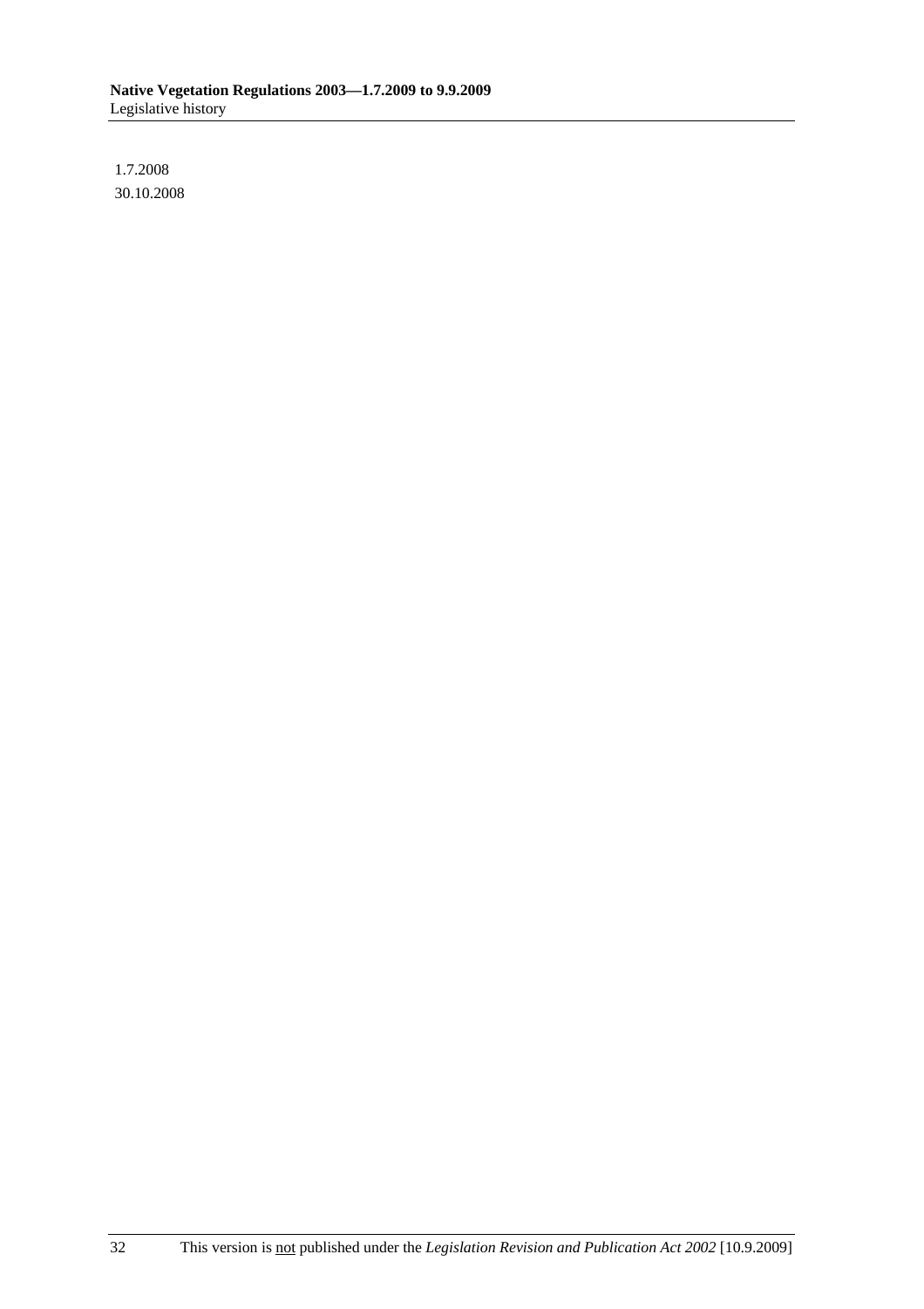1.7.2008

30.10.2008